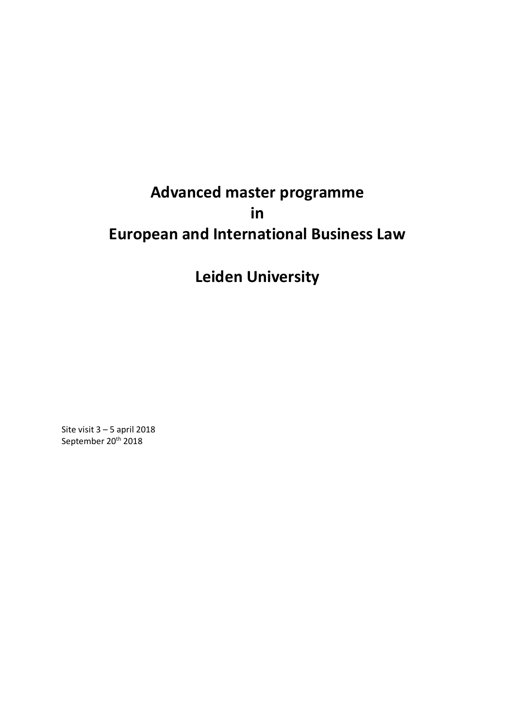# Advanced master programme
# in
# European and International Business Law

# Leiden University

Site visit 3 – 5 april 2018
September 20th 2018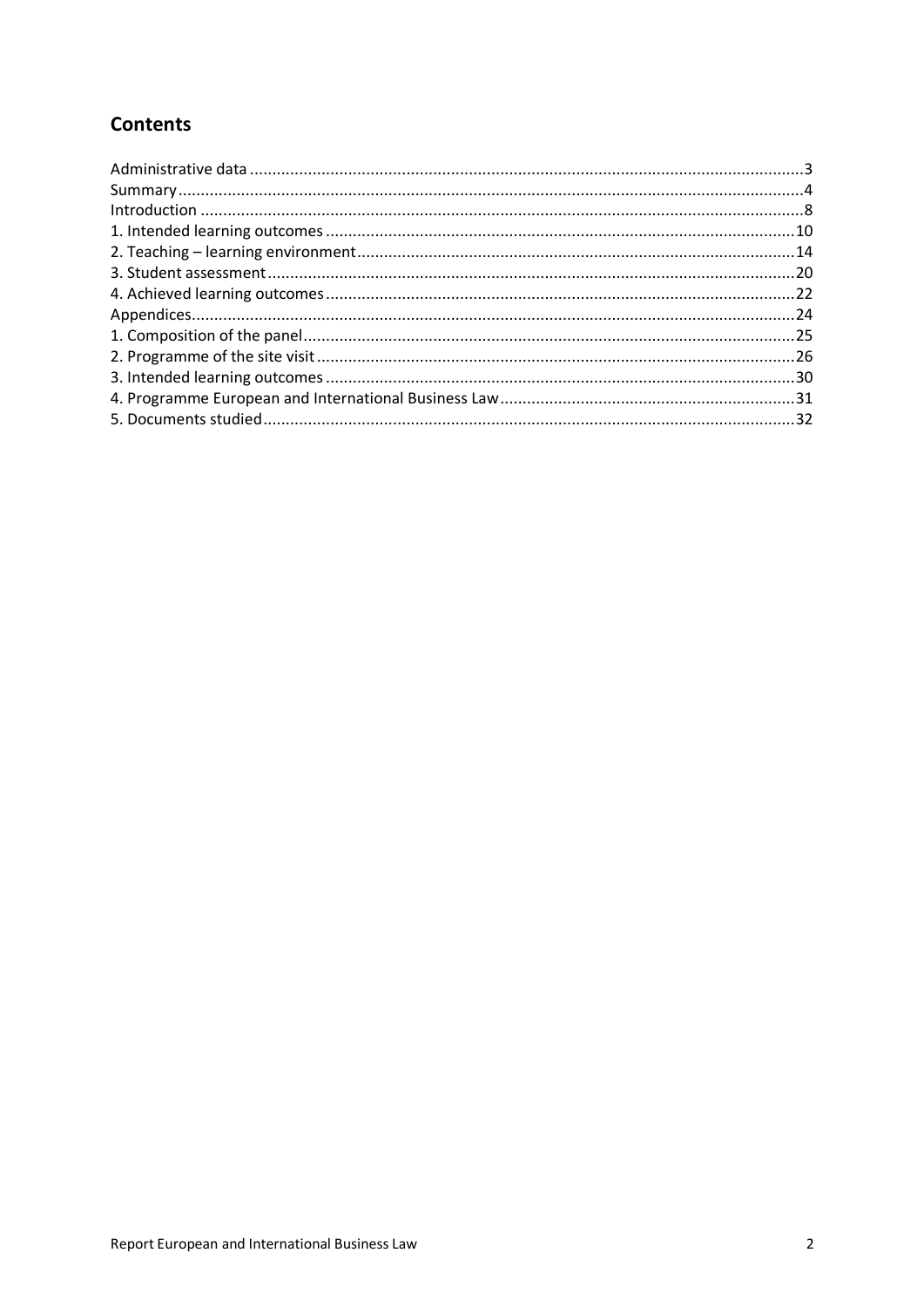## Contents

- Administrative data ... 3
- Summary ... 4
- Introduction ... 8
- 1. Intended learning outcomes ... 10
- 2. Teaching – learning environment ... 14
- 3. Student assessment ... 20
- 4. Achieved learning outcomes ... 22
- Appendices ... 24
- 1. Composition of the panel ... 25
- 2. Programme of the site visit ... 26
- 3. Intended learning outcomes ... 30
- 4. Programme European and International Business Law ... 31
- 5. Documents studied ... 32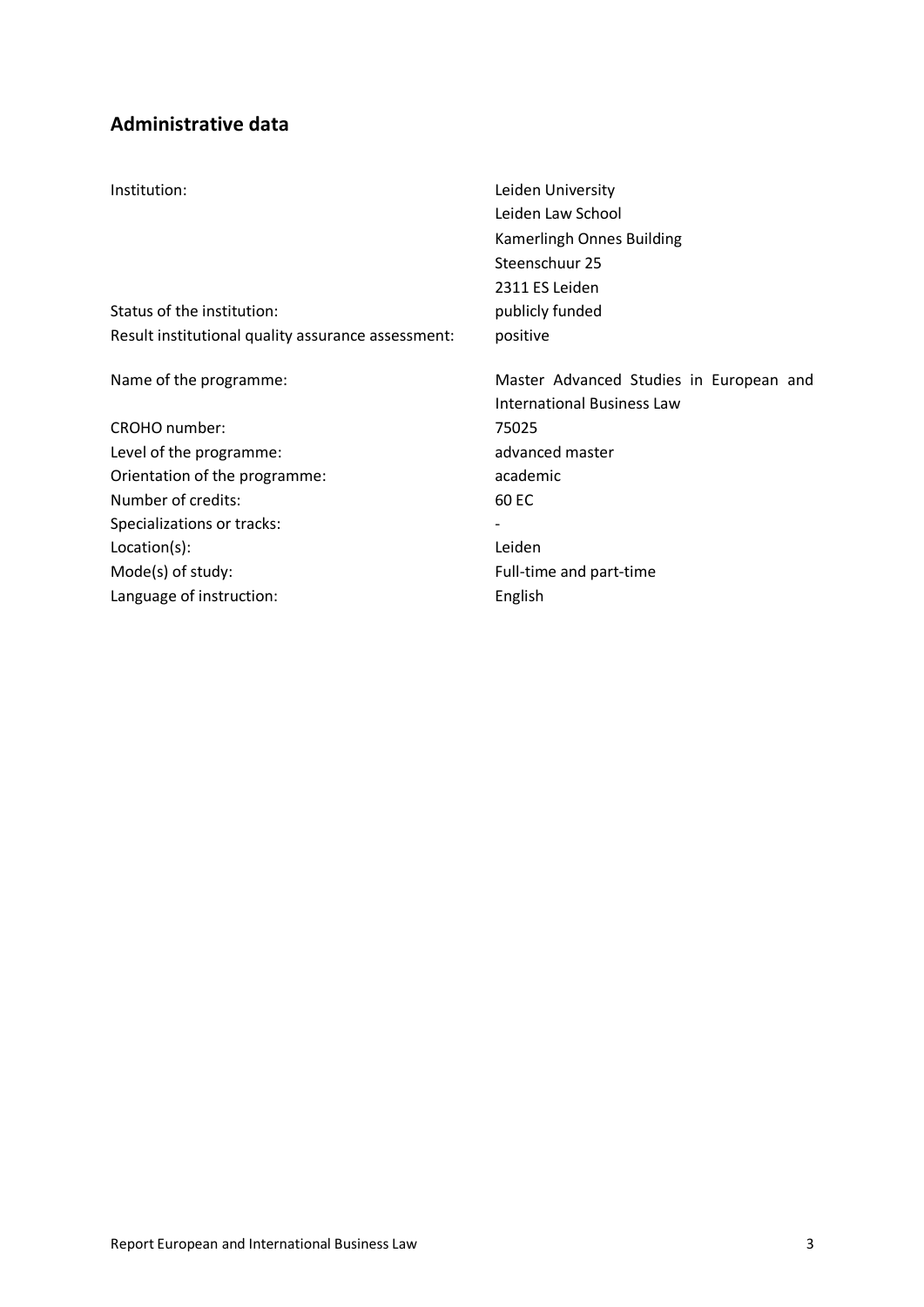## Administrative data

| | |
|---|---|
| Institution: | Leiden University<br>Leiden Law School<br>Kamerlingh Onnes Building<br>Steenschuur 25<br>2311 ES Leiden |
| Status of the institution: | publicly funded |
| Result institutional quality assurance assessment: | positive |
| Name of the programme: | Master Advanced Studies in European and International Business Law |
| CROHO number: | 75025 |
| Level of the programme: | advanced master |
| Orientation of the programme: | academic |
| Number of credits: | 60 EC |
| Specializations or tracks: | - |
| Location(s): | Leiden |
| Mode(s) of study: | Full-time and part-time |
| Language of instruction: | English |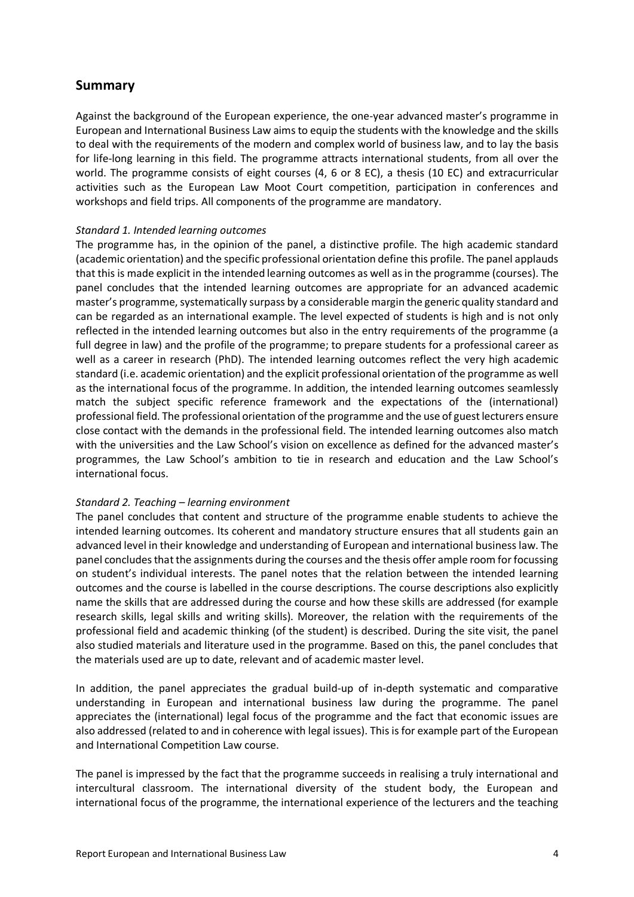## Summary

Against the background of the European experience, the one-year advanced master's programme in European and International Business Law aims to equip the students with the knowledge and the skills to deal with the requirements of the modern and complex world of business law, and to lay the basis for life-long learning in this field. The programme attracts international students, from all over the world. The programme consists of eight courses (4, 6 or 8 EC), a thesis (10 EC) and extracurricular activities such as the European Law Moot Court competition, participation in conferences and workshops and field trips. All components of the programme are mandatory.

*Standard 1. Intended learning outcomes*
The programme has, in the opinion of the panel, a distinctive profile. The high academic standard (academic orientation) and the specific professional orientation define this profile. The panel applauds that this is made explicit in the intended learning outcomes as well as in the programme (courses). The panel concludes that the intended learning outcomes are appropriate for an advanced academic master's programme, systematically surpass by a considerable margin the generic quality standard and can be regarded as an international example. The level expected of students is high and is not only reflected in the intended learning outcomes but also in the entry requirements of the programme (a full degree in law) and the profile of the programme; to prepare students for a professional career as well as a career in research (PhD). The intended learning outcomes reflect the very high academic standard (i.e. academic orientation) and the explicit professional orientation of the programme as well as the international focus of the programme. In addition, the intended learning outcomes seamlessly match the subject specific reference framework and the expectations of the (international) professional field. The professional orientation of the programme and the use of guest lecturers ensure close contact with the demands in the professional field. The intended learning outcomes also match with the universities and the Law School's vision on excellence as defined for the advanced master's programmes, the Law School's ambition to tie in research and education and the Law School's international focus.

*Standard 2. Teaching – learning environment*
The panel concludes that content and structure of the programme enable students to achieve the intended learning outcomes. Its coherent and mandatory structure ensures that all students gain an advanced level in their knowledge and understanding of European and international business law. The panel concludes that the assignments during the courses and the thesis offer ample room for focussing on student's individual interests. The panel notes that the relation between the intended learning outcomes and the course is labelled in the course descriptions. The course descriptions also explicitly name the skills that are addressed during the course and how these skills are addressed (for example research skills, legal skills and writing skills). Moreover, the relation with the requirements of the professional field and academic thinking (of the student) is described. During the site visit, the panel also studied materials and literature used in the programme. Based on this, the panel concludes that the materials used are up to date, relevant and of academic master level.

In addition, the panel appreciates the gradual build-up of in-depth systematic and comparative understanding in European and international business law during the programme. The panel appreciates the (international) legal focus of the programme and the fact that economic issues are also addressed (related to and in coherence with legal issues). This is for example part of the European and International Competition Law course.

The panel is impressed by the fact that the programme succeeds in realising a truly international and intercultural classroom. The international diversity of the student body, the European and international focus of the programme, the international experience of the lecturers and the teaching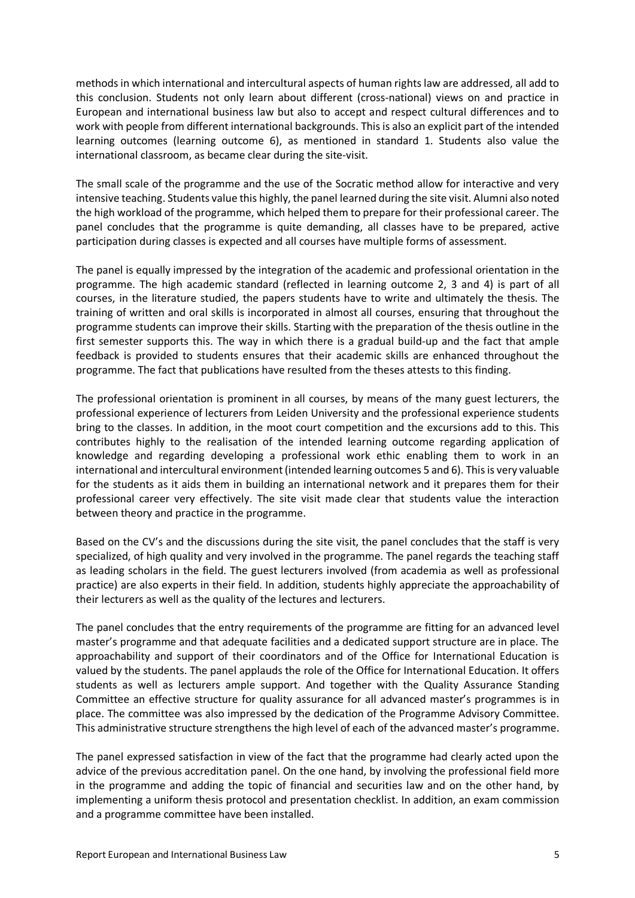methods in which international and intercultural aspects of human rights law are addressed, all add to this conclusion. Students not only learn about different (cross-national) views on and practice in European and international business law but also to accept and respect cultural differences and to work with people from different international backgrounds. This is also an explicit part of the intended learning outcomes (learning outcome 6), as mentioned in standard 1. Students also value the international classroom, as became clear during the site-visit.

The small scale of the programme and the use of the Socratic method allow for interactive and very intensive teaching. Students value this highly, the panel learned during the site visit. Alumni also noted the high workload of the programme, which helped them to prepare for their professional career. The panel concludes that the programme is quite demanding, all classes have to be prepared, active participation during classes is expected and all courses have multiple forms of assessment.

The panel is equally impressed by the integration of the academic and professional orientation in the programme. The high academic standard (reflected in learning outcome 2, 3 and 4) is part of all courses, in the literature studied, the papers students have to write and ultimately the thesis. The training of written and oral skills is incorporated in almost all courses, ensuring that throughout the programme students can improve their skills. Starting with the preparation of the thesis outline in the first semester supports this. The way in which there is a gradual build-up and the fact that ample feedback is provided to students ensures that their academic skills are enhanced throughout the programme. The fact that publications have resulted from the theses attests to this finding.

The professional orientation is prominent in all courses, by means of the many guest lecturers, the professional experience of lecturers from Leiden University and the professional experience students bring to the classes. In addition, in the moot court competition and the excursions add to this. This contributes highly to the realisation of the intended learning outcome regarding application of knowledge and regarding developing a professional work ethic enabling them to work in an international and intercultural environment (intended learning outcomes 5 and 6). This is very valuable for the students as it aids them in building an international network and it prepares them for their professional career very effectively. The site visit made clear that students value the interaction between theory and practice in the programme.

Based on the CV's and the discussions during the site visit, the panel concludes that the staff is very specialized, of high quality and very involved in the programme. The panel regards the teaching staff as leading scholars in the field. The guest lecturers involved (from academia as well as professional practice) are also experts in their field. In addition, students highly appreciate the approachability of their lecturers as well as the quality of the lectures and lecturers.

The panel concludes that the entry requirements of the programme are fitting for an advanced level master's programme and that adequate facilities and a dedicated support structure are in place. The approachability and support of their coordinators and of the Office for International Education is valued by the students. The panel applauds the role of the Office for International Education. It offers students as well as lecturers ample support. And together with the Quality Assurance Standing Committee an effective structure for quality assurance for all advanced master's programmes is in place. The committee was also impressed by the dedication of the Programme Advisory Committee. This administrative structure strengthens the high level of each of the advanced master's programme.

The panel expressed satisfaction in view of the fact that the programme had clearly acted upon the advice of the previous accreditation panel. On the one hand, by involving the professional field more in the programme and adding the topic of financial and securities law and on the other hand, by implementing a uniform thesis protocol and presentation checklist. In addition, an exam commission and a programme committee have been installed.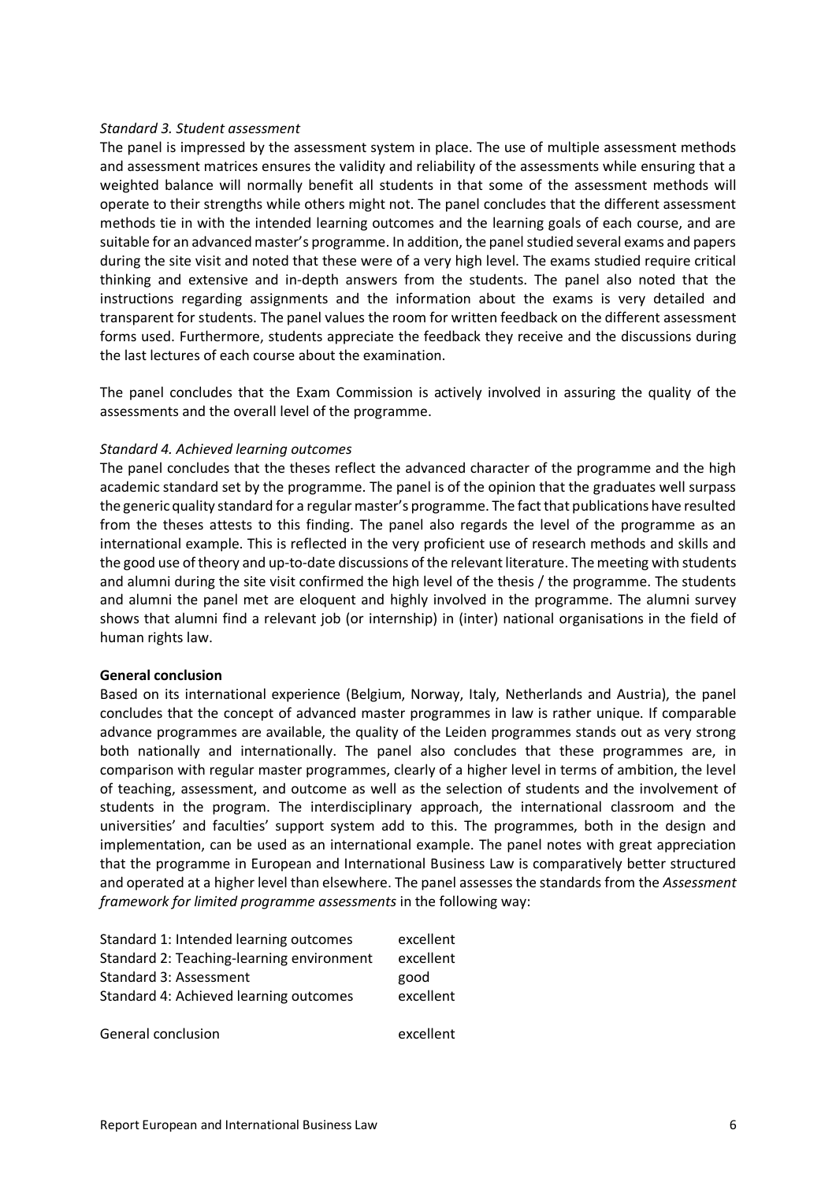*Standard 3. Student assessment*

The panel is impressed by the assessment system in place. The use of multiple assessment methods and assessment matrices ensures the validity and reliability of the assessments while ensuring that a weighted balance will normally benefit all students in that some of the assessment methods will operate to their strengths while others might not. The panel concludes that the different assessment methods tie in with the intended learning outcomes and the learning goals of each course, and are suitable for an advanced master's programme. In addition, the panel studied several exams and papers during the site visit and noted that these were of a very high level. The exams studied require critical thinking and extensive and in-depth answers from the students. The panel also noted that the instructions regarding assignments and the information about the exams is very detailed and transparent for students. The panel values the room for written feedback on the different assessment forms used. Furthermore, students appreciate the feedback they receive and the discussions during the last lectures of each course about the examination.

The panel concludes that the Exam Commission is actively involved in assuring the quality of the assessments and the overall level of the programme.

*Standard 4. Achieved learning outcomes*

The panel concludes that the theses reflect the advanced character of the programme and the high academic standard set by the programme. The panel is of the opinion that the graduates well surpass the generic quality standard for a regular master's programme. The fact that publications have resulted from the theses attests to this finding. The panel also regards the level of the programme as an international example. This is reflected in the very proficient use of research methods and skills and the good use of theory and up-to-date discussions of the relevant literature. The meeting with students and alumni during the site visit confirmed the high level of the thesis / the programme. The students and alumni the panel met are eloquent and highly involved in the programme. The alumni survey shows that alumni find a relevant job (or internship) in (inter) national organisations in the field of human rights law.

**General conclusion**

Based on its international experience (Belgium, Norway, Italy, Netherlands and Austria), the panel concludes that the concept of advanced master programmes in law is rather unique. If comparable advance programmes are available, the quality of the Leiden programmes stands out as very strong both nationally and internationally. The panel also concludes that these programmes are, in comparison with regular master programmes, clearly of a higher level in terms of ambition, the level of teaching, assessment, and outcome as well as the selection of students and the involvement of students in the program. The interdisciplinary approach, the international classroom and the universities' and faculties' support system add to this. The programmes, both in the design and implementation, can be used as an international example. The panel notes with great appreciation that the programme in European and International Business Law is comparatively better structured and operated at a higher level than elsewhere. The panel assesses the standards from the *Assessment framework for limited programme assessments* in the following way:

| | |
|---|---|
| Standard 1: Intended learning outcomes | excellent |
| Standard 2: Teaching-learning environment | excellent |
| Standard 3: Assessment | good |
| Standard 4: Achieved learning outcomes | excellent |
| | |
| General conclusion | excellent |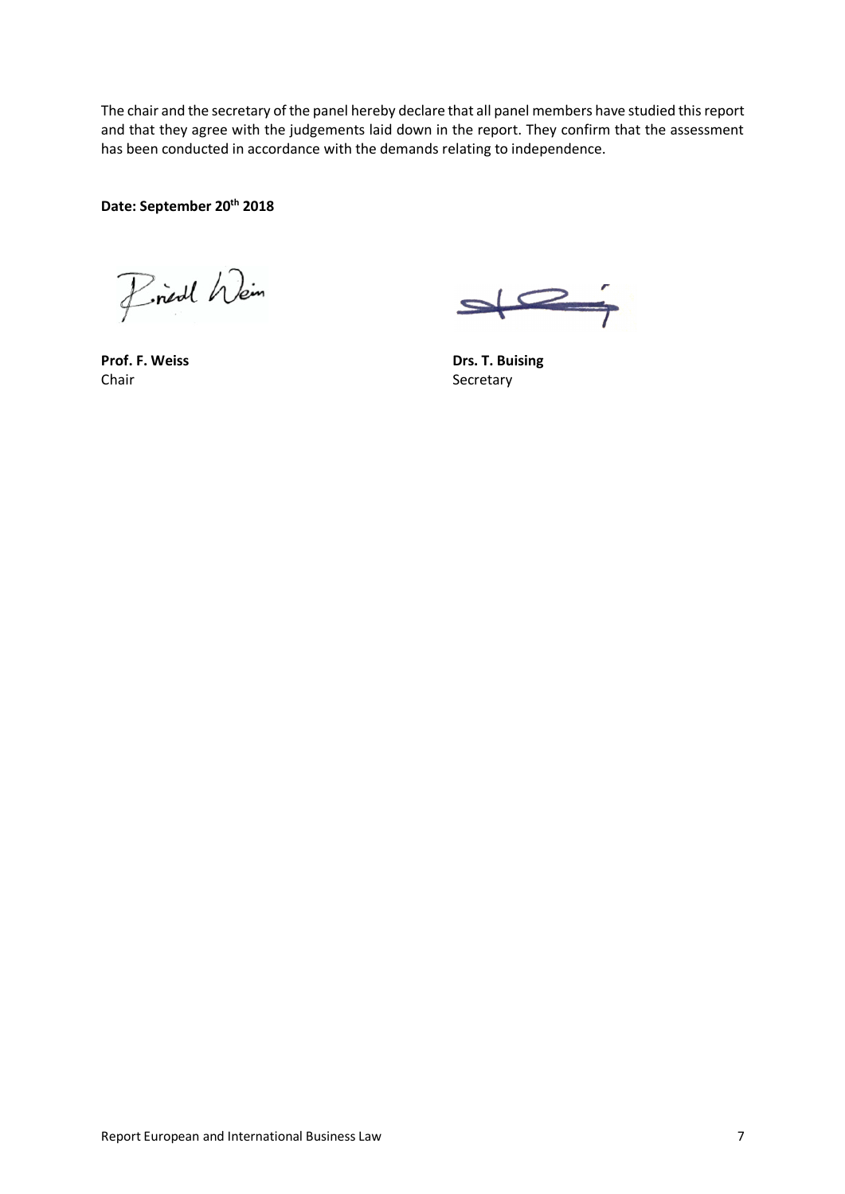The chair and the secretary of the panel hereby declare that all panel members have studied this report and that they agree with the judgements laid down in the report. They confirm that the assessment has been conducted in accordance with the demands relating to independence.

**Date: September 20th 2018**

**Prof. F. Weiss**
Chair

**Drs. T. Buising**
Secretary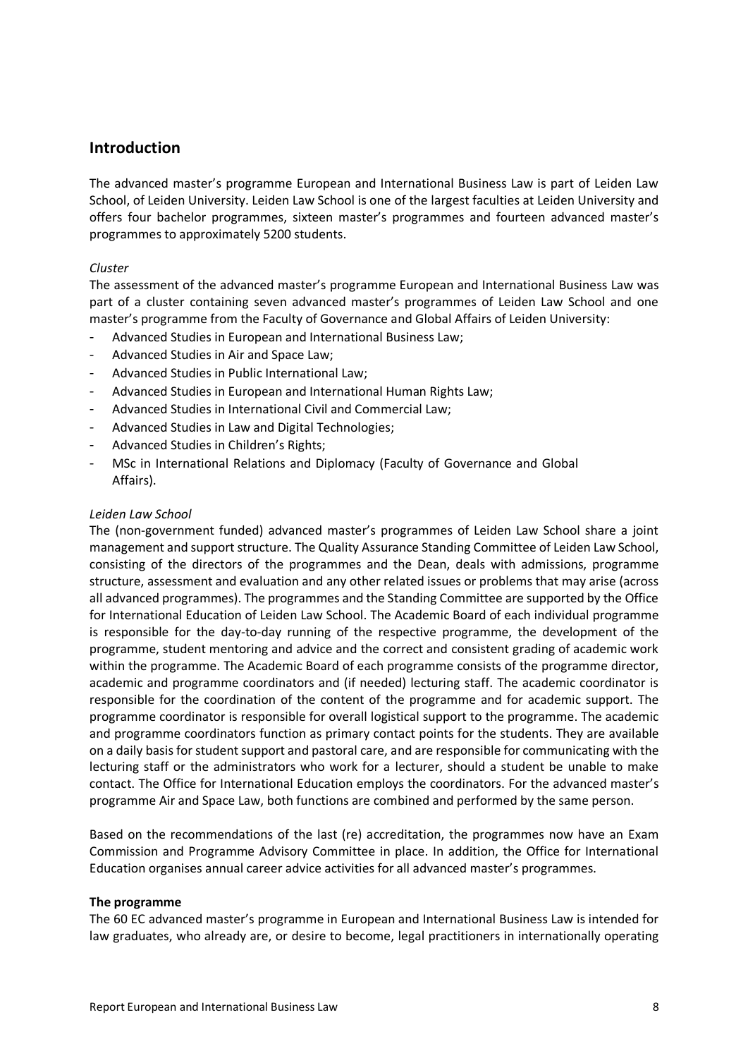## Introduction

The advanced master's programme European and International Business Law is part of Leiden Law School, of Leiden University. Leiden Law School is one of the largest faculties at Leiden University and offers four bachelor programmes, sixteen master's programmes and fourteen advanced master's programmes to approximately 5200 students.

*Cluster*

The assessment of the advanced master's programme European and International Business Law was part of a cluster containing seven advanced master's programmes of Leiden Law School and one master's programme from the Faculty of Governance and Global Affairs of Leiden University:

- Advanced Studies in European and International Business Law;
- Advanced Studies in Air and Space Law;
- Advanced Studies in Public International Law;
- Advanced Studies in European and International Human Rights Law;
- Advanced Studies in International Civil and Commercial Law;
- Advanced Studies in Law and Digital Technologies;
- Advanced Studies in Children's Rights;
- MSc in International Relations and Diplomacy (Faculty of Governance and Global Affairs).

*Leiden Law School*

The (non-government funded) advanced master's programmes of Leiden Law School share a joint management and support structure. The Quality Assurance Standing Committee of Leiden Law School, consisting of the directors of the programmes and the Dean, deals with admissions, programme structure, assessment and evaluation and any other related issues or problems that may arise (across all advanced programmes). The programmes and the Standing Committee are supported by the Office for International Education of Leiden Law School. The Academic Board of each individual programme is responsible for the day-to-day running of the respective programme, the development of the programme, student mentoring and advice and the correct and consistent grading of academic work within the programme. The Academic Board of each programme consists of the programme director, academic and programme coordinators and (if needed) lecturing staff. The academic coordinator is responsible for the coordination of the content of the programme and for academic support. The programme coordinator is responsible for overall logistical support to the programme. The academic and programme coordinators function as primary contact points for the students. They are available on a daily basis for student support and pastoral care, and are responsible for communicating with the lecturing staff or the administrators who work for a lecturer, should a student be unable to make contact. The Office for International Education employs the coordinators. For the advanced master's programme Air and Space Law, both functions are combined and performed by the same person.

Based on the recommendations of the last (re) accreditation, the programmes now have an Exam Commission and Programme Advisory Committee in place. In addition, the Office for International Education organises annual career advice activities for all advanced master's programmes.

**The programme**

The 60 EC advanced master's programme in European and International Business Law is intended for law graduates, who already are, or desire to become, legal practitioners in internationally operating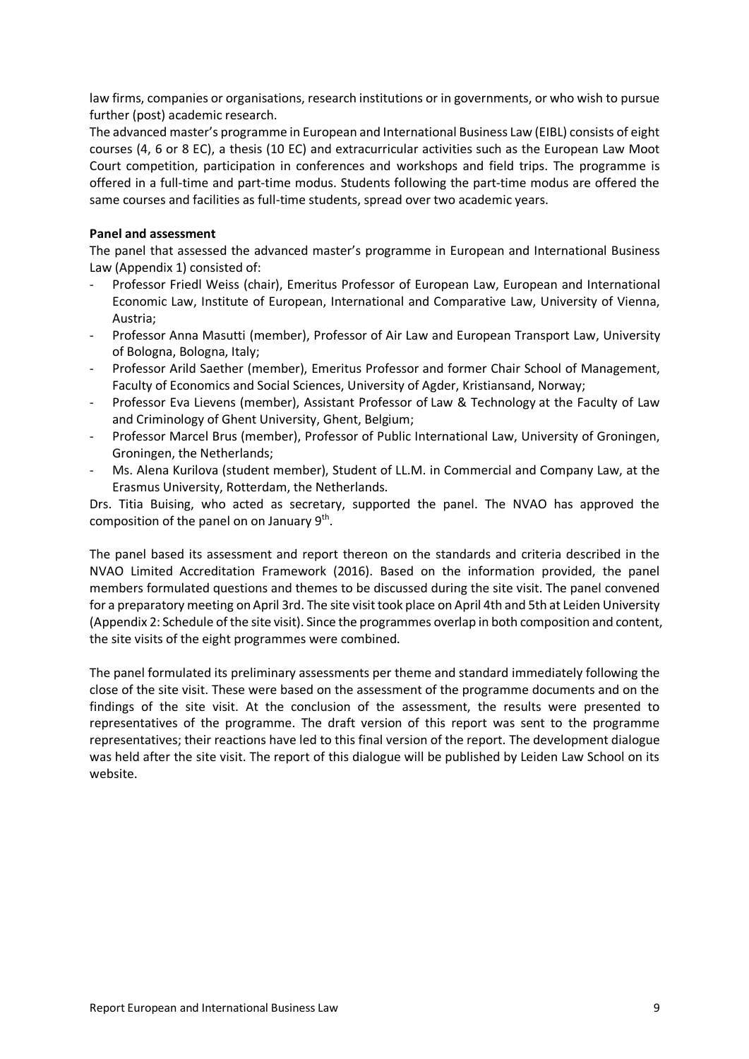law firms, companies or organisations, research institutions or in governments, or who wish to pursue further (post) academic research.

The advanced master's programme in European and International Business Law (EIBL) consists of eight courses (4, 6 or 8 EC), a thesis (10 EC) and extracurricular activities such as the European Law Moot Court competition, participation in conferences and workshops and field trips. The programme is offered in a full-time and part-time modus. Students following the part-time modus are offered the same courses and facilities as full-time students, spread over two academic years.

**Panel and assessment**

The panel that assessed the advanced master's programme in European and International Business Law (Appendix 1) consisted of:

- Professor Friedl Weiss (chair), Emeritus Professor of European Law, European and International Economic Law, Institute of European, International and Comparative Law, University of Vienna, Austria;
- Professor Anna Masutti (member), Professor of Air Law and European Transport Law, University of Bologna, Bologna, Italy;
- Professor Arild Saether (member), Emeritus Professor and former Chair School of Management, Faculty of Economics and Social Sciences, University of Agder, Kristiansand, Norway;
- Professor Eva Lievens (member), Assistant Professor of Law & Technology at the Faculty of Law and Criminology of Ghent University, Ghent, Belgium;
- Professor Marcel Brus (member), Professor of Public International Law, University of Groningen, Groningen, the Netherlands;
- Ms. Alena Kurilova (student member), Student of LL.M. in Commercial and Company Law, at the Erasmus University, Rotterdam, the Netherlands.

Drs. Titia Buising, who acted as secretary, supported the panel. The NVAO has approved the composition of the panel on on January 9th.

The panel based its assessment and report thereon on the standards and criteria described in the NVAO Limited Accreditation Framework (2016). Based on the information provided, the panel members formulated questions and themes to be discussed during the site visit. The panel convened for a preparatory meeting on April 3rd. The site visit took place on April 4th and 5th at Leiden University (Appendix 2: Schedule of the site visit). Since the programmes overlap in both composition and content, the site visits of the eight programmes were combined.

The panel formulated its preliminary assessments per theme and standard immediately following the close of the site visit. These were based on the assessment of the programme documents and on the findings of the site visit. At the conclusion of the assessment, the results were presented to representatives of the programme. The draft version of this report was sent to the programme representatives; their reactions have led to this final version of the report. The development dialogue was held after the site visit. The report of this dialogue will be published by Leiden Law School on its website.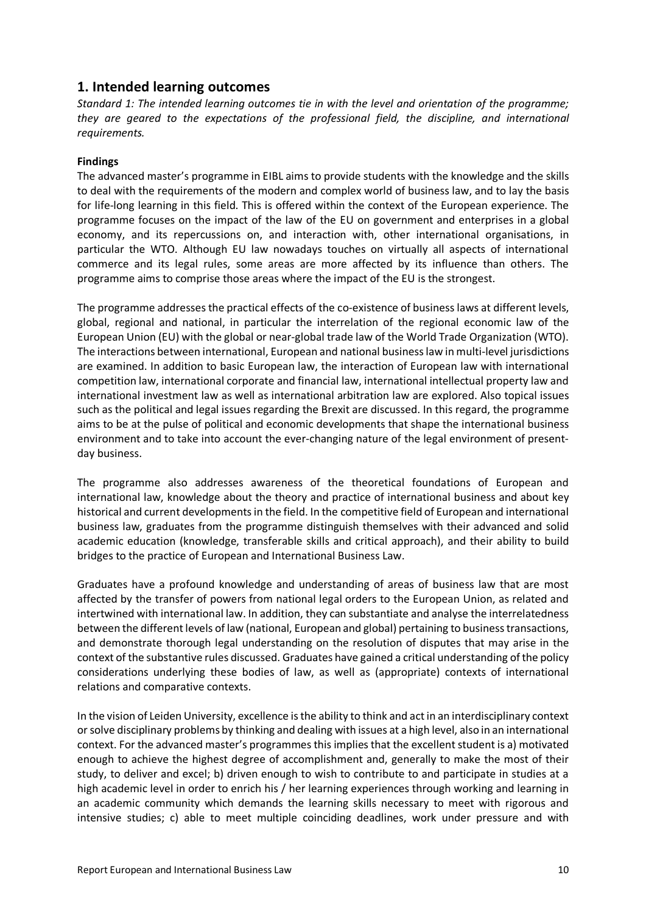## 1. Intended learning outcomes

*Standard 1: The intended learning outcomes tie in with the level and orientation of the programme; they are geared to the expectations of the professional field, the discipline, and international requirements.*

**Findings**

The advanced master's programme in EIBL aims to provide students with the knowledge and the skills to deal with the requirements of the modern and complex world of business law, and to lay the basis for life-long learning in this field. This is offered within the context of the European experience. The programme focuses on the impact of the law of the EU on government and enterprises in a global economy, and its repercussions on, and interaction with, other international organisations, in particular the WTO. Although EU law nowadays touches on virtually all aspects of international commerce and its legal rules, some areas are more affected by its influence than others. The programme aims to comprise those areas where the impact of the EU is the strongest.

The programme addresses the practical effects of the co-existence of business laws at different levels, global, regional and national, in particular the interrelation of the regional economic law of the European Union (EU) with the global or near-global trade law of the World Trade Organization (WTO). The interactions between international, European and national business law in multi-level jurisdictions are examined. In addition to basic European law, the interaction of European law with international competition law, international corporate and financial law, international intellectual property law and international investment law as well as international arbitration law are explored. Also topical issues such as the political and legal issues regarding the Brexit are discussed. In this regard, the programme aims to be at the pulse of political and economic developments that shape the international business environment and to take into account the ever-changing nature of the legal environment of present-day business.

The programme also addresses awareness of the theoretical foundations of European and international law, knowledge about the theory and practice of international business and about key historical and current developments in the field. In the competitive field of European and international business law, graduates from the programme distinguish themselves with their advanced and solid academic education (knowledge, transferable skills and critical approach), and their ability to build bridges to the practice of European and International Business Law.

Graduates have a profound knowledge and understanding of areas of business law that are most affected by the transfer of powers from national legal orders to the European Union, as related and intertwined with international law. In addition, they can substantiate and analyse the interrelatedness between the different levels of law (national, European and global) pertaining to business transactions, and demonstrate thorough legal understanding on the resolution of disputes that may arise in the context of the substantive rules discussed. Graduates have gained a critical understanding of the policy considerations underlying these bodies of law, as well as (appropriate) contexts of international relations and comparative contexts.

In the vision of Leiden University, excellence is the ability to think and act in an interdisciplinary context or solve disciplinary problems by thinking and dealing with issues at a high level, also in an international context. For the advanced master's programmes this implies that the excellent student is a) motivated enough to achieve the highest degree of accomplishment and, generally to make the most of their study, to deliver and excel; b) driven enough to wish to contribute to and participate in studies at a high academic level in order to enrich his / her learning experiences through working and learning in an academic community which demands the learning skills necessary to meet with rigorous and intensive studies; c) able to meet multiple coinciding deadlines, work under pressure and with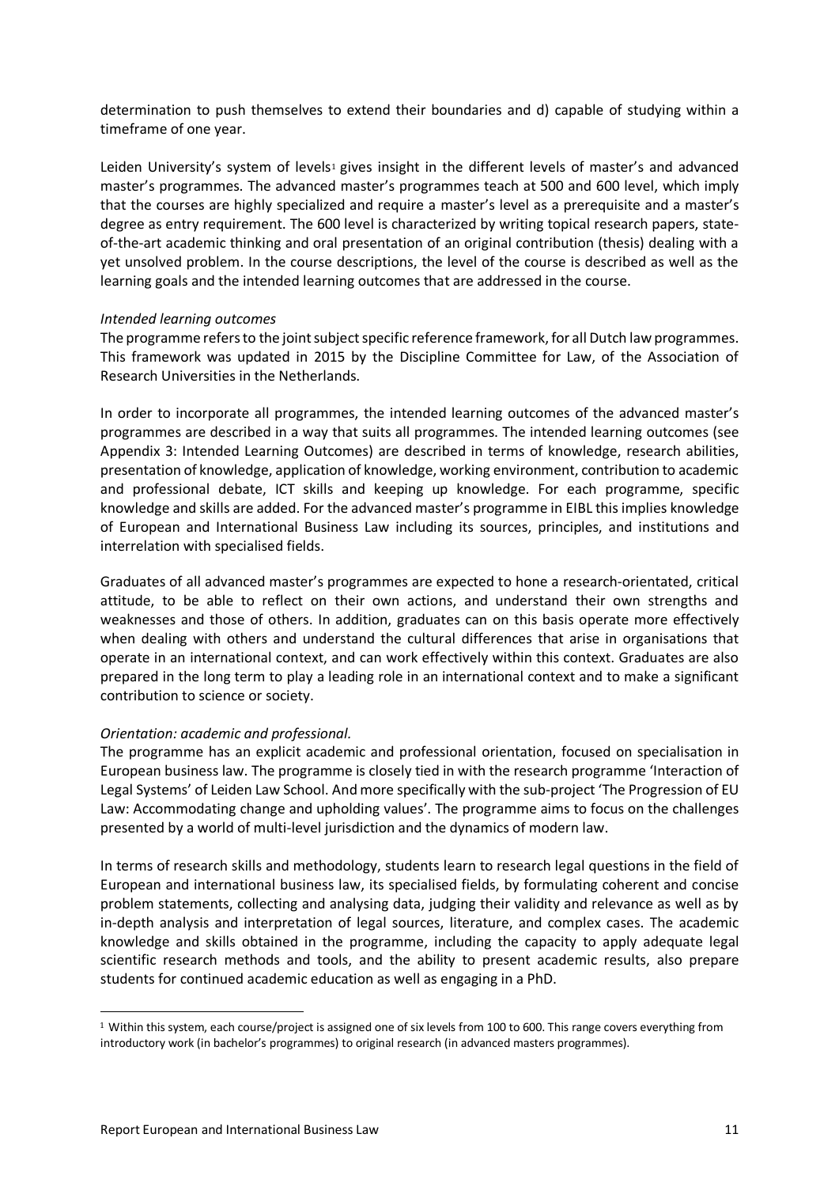determination to push themselves to extend their boundaries and d) capable of studying within a timeframe of one year.

Leiden University's system of levels[1] gives insight in the different levels of master's and advanced master's programmes. The advanced master's programmes teach at 500 and 600 level, which imply that the courses are highly specialized and require a master's level as a prerequisite and a master's degree as entry requirement. The 600 level is characterized by writing topical research papers, state-of-the-art academic thinking and oral presentation of an original contribution (thesis) dealing with a yet unsolved problem. In the course descriptions, the level of the course is described as well as the learning goals and the intended learning outcomes that are addressed in the course.

*Intended learning outcomes*

The programme refers to the joint subject specific reference framework, for all Dutch law programmes. This framework was updated in 2015 by the Discipline Committee for Law, of the Association of Research Universities in the Netherlands.

In order to incorporate all programmes, the intended learning outcomes of the advanced master's programmes are described in a way that suits all programmes. The intended learning outcomes (see Appendix 3: Intended Learning Outcomes) are described in terms of knowledge, research abilities, presentation of knowledge, application of knowledge, working environment, contribution to academic and professional debate, ICT skills and keeping up knowledge. For each programme, specific knowledge and skills are added. For the advanced master's programme in EIBL this implies knowledge of European and International Business Law including its sources, principles, and institutions and interrelation with specialised fields.

Graduates of all advanced master's programmes are expected to hone a research-orientated, critical attitude, to be able to reflect on their own actions, and understand their own strengths and weaknesses and those of others. In addition, graduates can on this basis operate more effectively when dealing with others and understand the cultural differences that arise in organisations that operate in an international context, and can work effectively within this context. Graduates are also prepared in the long term to play a leading role in an international context and to make a significant contribution to science or society.

*Orientation: academic and professional.*

The programme has an explicit academic and professional orientation, focused on specialisation in European business law. The programme is closely tied in with the research programme 'Interaction of Legal Systems' of Leiden Law School. And more specifically with the sub-project 'The Progression of EU Law: Accommodating change and upholding values'. The programme aims to focus on the challenges presented by a world of multi-level jurisdiction and the dynamics of modern law.

In terms of research skills and methodology, students learn to research legal questions in the field of European and international business law, its specialised fields, by formulating coherent and concise problem statements, collecting and analysing data, judging their validity and relevance as well as by in-depth analysis and interpretation of legal sources, literature, and complex cases. The academic knowledge and skills obtained in the programme, including the capacity to apply adequate legal scientific research methods and tools, and the ability to present academic results, also prepare students for continued academic education as well as engaging in a PhD.

[1] Within this system, each course/project is assigned one of six levels from 100 to 600. This range covers everything from introductory work (in bachelor's programmes) to original research (in advanced masters programmes).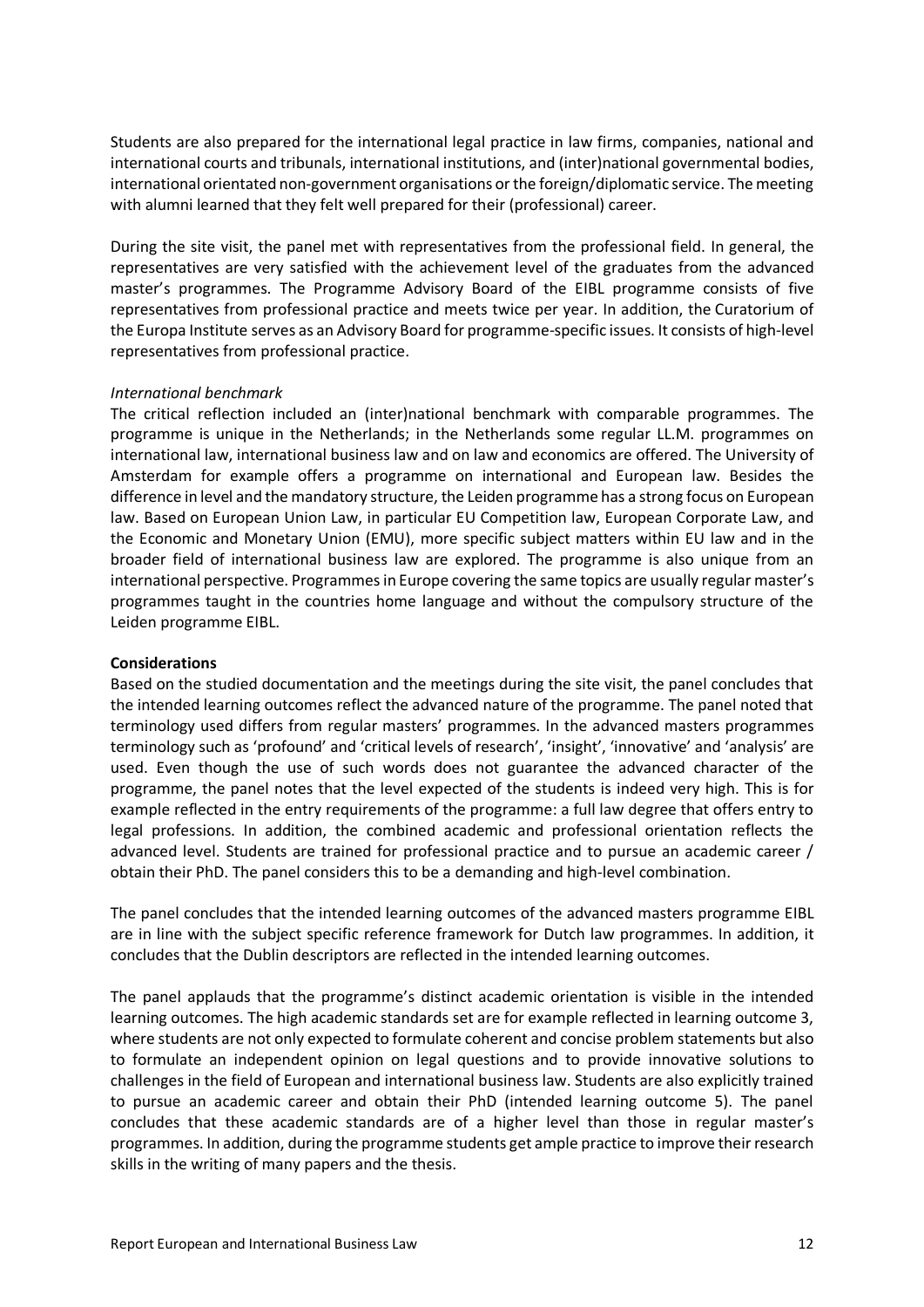Students are also prepared for the international legal practice in law firms, companies, national and international courts and tribunals, international institutions, and (inter)national governmental bodies, international orientated non-government organisations or the foreign/diplomatic service. The meeting with alumni learned that they felt well prepared for their (professional) career.

During the site visit, the panel met with representatives from the professional field. In general, the representatives are very satisfied with the achievement level of the graduates from the advanced master's programmes. The Programme Advisory Board of the EIBL programme consists of five representatives from professional practice and meets twice per year. In addition, the Curatorium of the Europa Institute serves as an Advisory Board for programme-specific issues. It consists of high-level representatives from professional practice.

*International benchmark*
The critical reflection included an (inter)national benchmark with comparable programmes. The programme is unique in the Netherlands; in the Netherlands some regular LL.M. programmes on international law, international business law and on law and economics are offered. The University of Amsterdam for example offers a programme on international and European law. Besides the difference in level and the mandatory structure, the Leiden programme has a strong focus on European law. Based on European Union Law, in particular EU Competition law, European Corporate Law, and the Economic and Monetary Union (EMU), more specific subject matters within EU law and in the broader field of international business law are explored. The programme is also unique from an international perspective. Programmes in Europe covering the same topics are usually regular master's programmes taught in the countries home language and without the compulsory structure of the Leiden programme EIBL.

**Considerations**
Based on the studied documentation and the meetings during the site visit, the panel concludes that the intended learning outcomes reflect the advanced nature of the programme. The panel noted that terminology used differs from regular masters' programmes. In the advanced masters programmes terminology such as 'profound' and 'critical levels of research', 'insight', 'innovative' and 'analysis' are used. Even though the use of such words does not guarantee the advanced character of the programme, the panel notes that the level expected of the students is indeed very high. This is for example reflected in the entry requirements of the programme: a full law degree that offers entry to legal professions. In addition, the combined academic and professional orientation reflects the advanced level. Students are trained for professional practice and to pursue an academic career / obtain their PhD. The panel considers this to be a demanding and high-level combination.

The panel concludes that the intended learning outcomes of the advanced masters programme EIBL are in line with the subject specific reference framework for Dutch law programmes. In addition, it concludes that the Dublin descriptors are reflected in the intended learning outcomes.

The panel applauds that the programme's distinct academic orientation is visible in the intended learning outcomes. The high academic standards set are for example reflected in learning outcome 3, where students are not only expected to formulate coherent and concise problem statements but also to formulate an independent opinion on legal questions and to provide innovative solutions to challenges in the field of European and international business law. Students are also explicitly trained to pursue an academic career and obtain their PhD (intended learning outcome 5). The panel concludes that these academic standards are of a higher level than those in regular master's programmes. In addition, during the programme students get ample practice to improve their research skills in the writing of many papers and the thesis.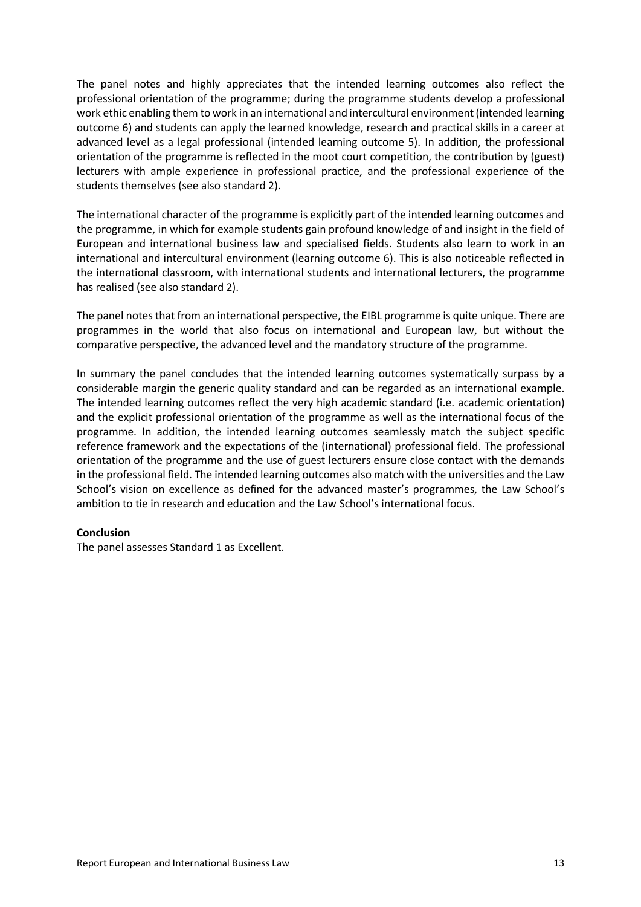The panel notes and highly appreciates that the intended learning outcomes also reflect the professional orientation of the programme; during the programme students develop a professional work ethic enabling them to work in an international and intercultural environment (intended learning outcome 6) and students can apply the learned knowledge, research and practical skills in a career at advanced level as a legal professional (intended learning outcome 5). In addition, the professional orientation of the programme is reflected in the moot court competition, the contribution by (guest) lecturers with ample experience in professional practice, and the professional experience of the students themselves (see also standard 2).

The international character of the programme is explicitly part of the intended learning outcomes and the programme, in which for example students gain profound knowledge of and insight in the field of European and international business law and specialised fields. Students also learn to work in an international and intercultural environment (learning outcome 6). This is also noticeable reflected in the international classroom, with international students and international lecturers, the programme has realised (see also standard 2).

The panel notes that from an international perspective, the EIBL programme is quite unique. There are programmes in the world that also focus on international and European law, but without the comparative perspective, the advanced level and the mandatory structure of the programme.

In summary the panel concludes that the intended learning outcomes systematically surpass by a considerable margin the generic quality standard and can be regarded as an international example. The intended learning outcomes reflect the very high academic standard (i.e. academic orientation) and the explicit professional orientation of the programme as well as the international focus of the programme. In addition, the intended learning outcomes seamlessly match the subject specific reference framework and the expectations of the (international) professional field. The professional orientation of the programme and the use of guest lecturers ensure close contact with the demands in the professional field. The intended learning outcomes also match with the universities and the Law School's vision on excellence as defined for the advanced master's programmes, the Law School's ambition to tie in research and education and the Law School's international focus.

**Conclusion**

The panel assesses Standard 1 as Excellent.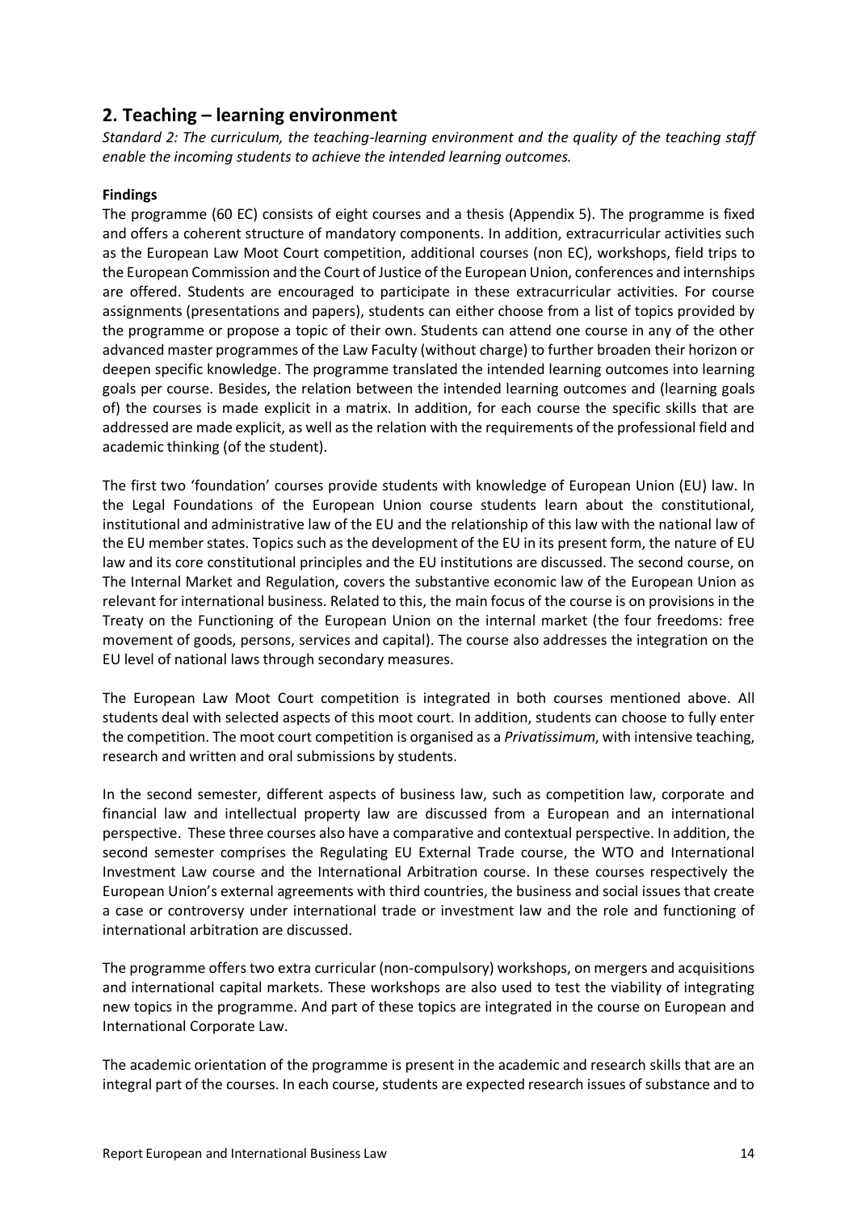## 2. Teaching – learning environment

*Standard 2: The curriculum, the teaching-learning environment and the quality of the teaching staff enable the incoming students to achieve the intended learning outcomes.*

**Findings**

The programme (60 EC) consists of eight courses and a thesis (Appendix 5). The programme is fixed and offers a coherent structure of mandatory components. In addition, extracurricular activities such as the European Law Moot Court competition, additional courses (non EC), workshops, field trips to the European Commission and the Court of Justice of the European Union, conferences and internships are offered. Students are encouraged to participate in these extracurricular activities. For course assignments (presentations and papers), students can either choose from a list of topics provided by the programme or propose a topic of their own. Students can attend one course in any of the other advanced master programmes of the Law Faculty (without charge) to further broaden their horizon or deepen specific knowledge. The programme translated the intended learning outcomes into learning goals per course. Besides, the relation between the intended learning outcomes and (learning goals of) the courses is made explicit in a matrix. In addition, for each course the specific skills that are addressed are made explicit, as well as the relation with the requirements of the professional field and academic thinking (of the student).

The first two 'foundation' courses provide students with knowledge of European Union (EU) law. In the Legal Foundations of the European Union course students learn about the constitutional, institutional and administrative law of the EU and the relationship of this law with the national law of the EU member states. Topics such as the development of the EU in its present form, the nature of EU law and its core constitutional principles and the EU institutions are discussed. The second course, on The Internal Market and Regulation, covers the substantive economic law of the European Union as relevant for international business. Related to this, the main focus of the course is on provisions in the Treaty on the Functioning of the European Union on the internal market (the four freedoms: free movement of goods, persons, services and capital). The course also addresses the integration on the EU level of national laws through secondary measures.

The European Law Moot Court competition is integrated in both courses mentioned above. All students deal with selected aspects of this moot court. In addition, students can choose to fully enter the competition. The moot court competition is organised as a *Privatissimum*, with intensive teaching, research and written and oral submissions by students.

In the second semester, different aspects of business law, such as competition law, corporate and financial law and intellectual property law are discussed from a European and an international perspective. These three courses also have a comparative and contextual perspective. In addition, the second semester comprises the Regulating EU External Trade course, the WTO and International Investment Law course and the International Arbitration course. In these courses respectively the European Union's external agreements with third countries, the business and social issues that create a case or controversy under international trade or investment law and the role and functioning of international arbitration are discussed.

The programme offers two extra curricular (non-compulsory) workshops, on mergers and acquisitions and international capital markets. These workshops are also used to test the viability of integrating new topics in the programme. And part of these topics are integrated in the course on European and International Corporate Law.

The academic orientation of the programme is present in the academic and research skills that are an integral part of the courses. In each course, students are expected research issues of substance and to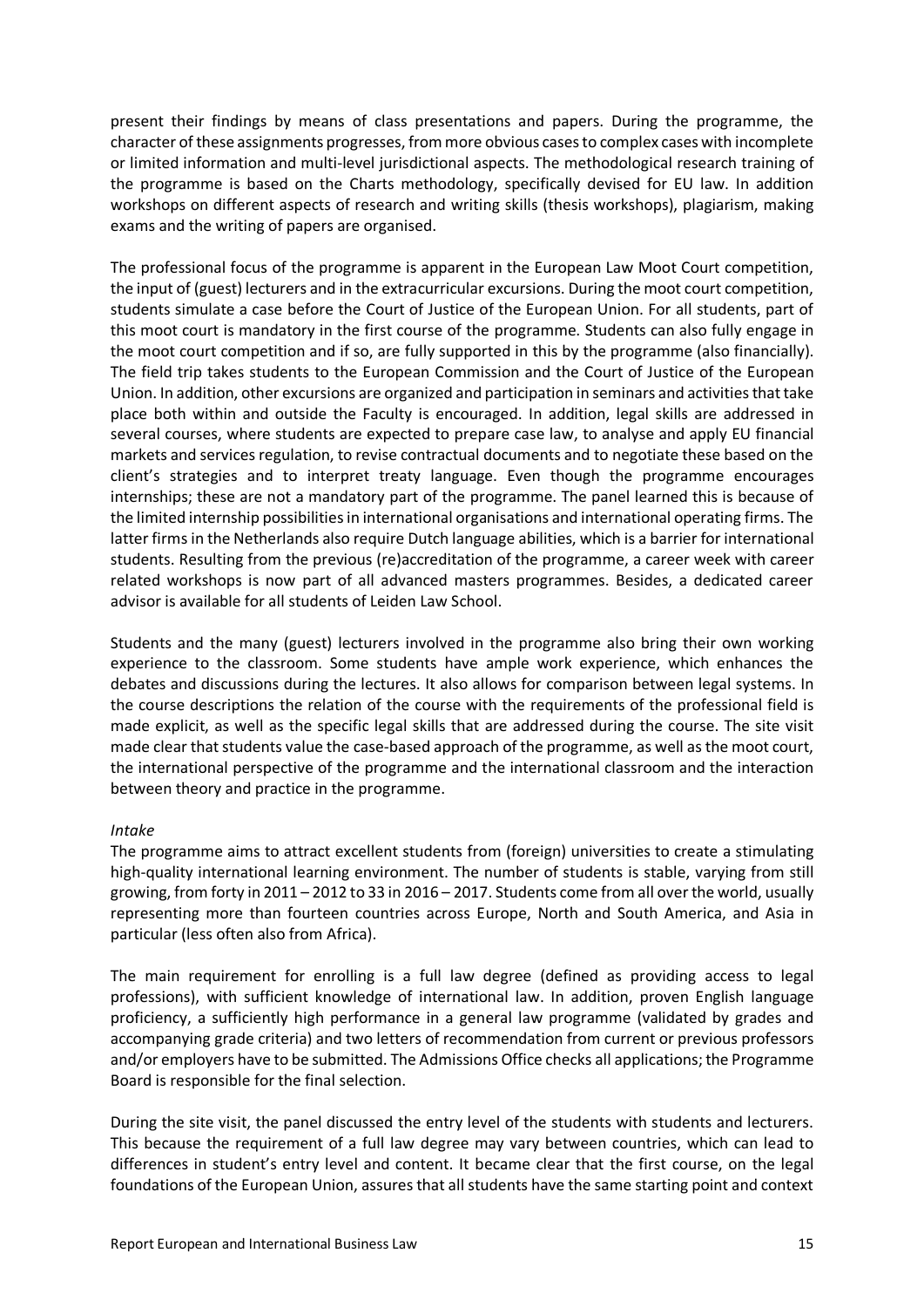present their findings by means of class presentations and papers. During the programme, the character of these assignments progresses, from more obvious cases to complex cases with incomplete or limited information and multi-level jurisdictional aspects. The methodological research training of the programme is based on the Charts methodology, specifically devised for EU law. In addition workshops on different aspects of research and writing skills (thesis workshops), plagiarism, making exams and the writing of papers are organised.

The professional focus of the programme is apparent in the European Law Moot Court competition, the input of (guest) lecturers and in the extracurricular excursions. During the moot court competition, students simulate a case before the Court of Justice of the European Union. For all students, part of this moot court is mandatory in the first course of the programme. Students can also fully engage in the moot court competition and if so, are fully supported in this by the programme (also financially). The field trip takes students to the European Commission and the Court of Justice of the European Union. In addition, other excursions are organized and participation in seminars and activities that take place both within and outside the Faculty is encouraged. In addition, legal skills are addressed in several courses, where students are expected to prepare case law, to analyse and apply EU financial markets and services regulation, to revise contractual documents and to negotiate these based on the client's strategies and to interpret treaty language. Even though the programme encourages internships; these are not a mandatory part of the programme. The panel learned this is because of the limited internship possibilities in international organisations and international operating firms. The latter firms in the Netherlands also require Dutch language abilities, which is a barrier for international students. Resulting from the previous (re)accreditation of the programme, a career week with career related workshops is now part of all advanced masters programmes. Besides, a dedicated career advisor is available for all students of Leiden Law School.

Students and the many (guest) lecturers involved in the programme also bring their own working experience to the classroom. Some students have ample work experience, which enhances the debates and discussions during the lectures. It also allows for comparison between legal systems. In the course descriptions the relation of the course with the requirements of the professional field is made explicit, as well as the specific legal skills that are addressed during the course. The site visit made clear that students value the case-based approach of the programme, as well as the moot court, the international perspective of the programme and the international classroom and the interaction between theory and practice in the programme.

*Intake*

The programme aims to attract excellent students from (foreign) universities to create a stimulating high-quality international learning environment. The number of students is stable, varying from still growing, from forty in 2011 – 2012 to 33 in 2016 – 2017. Students come from all over the world, usually representing more than fourteen countries across Europe, North and South America, and Asia in particular (less often also from Africa).

The main requirement for enrolling is a full law degree (defined as providing access to legal professions), with sufficient knowledge of international law. In addition, proven English language proficiency, a sufficiently high performance in a general law programme (validated by grades and accompanying grade criteria) and two letters of recommendation from current or previous professors and/or employers have to be submitted. The Admissions Office checks all applications; the Programme Board is responsible for the final selection.

During the site visit, the panel discussed the entry level of the students with students and lecturers. This because the requirement of a full law degree may vary between countries, which can lead to differences in student's entry level and content. It became clear that the first course, on the legal foundations of the European Union, assures that all students have the same starting point and context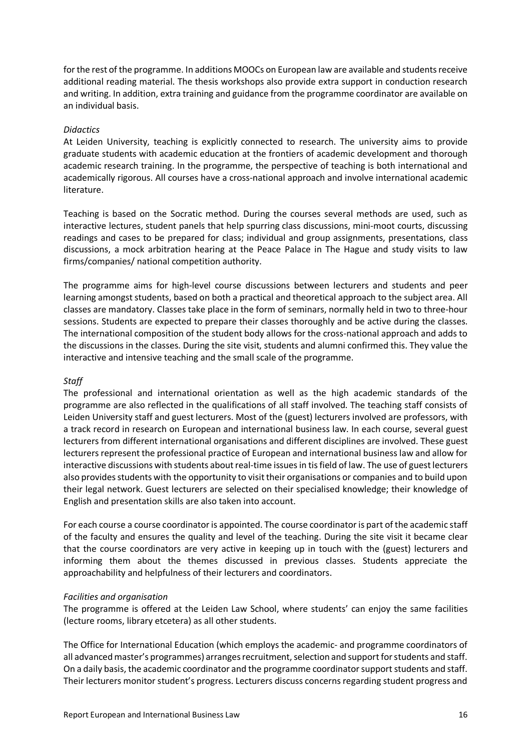for the rest of the programme. In additions MOOCs on European law are available and students receive additional reading material. The thesis workshops also provide extra support in conduction research and writing. In addition, extra training and guidance from the programme coordinator are available on an individual basis.

*Didactics*

At Leiden University, teaching is explicitly connected to research. The university aims to provide graduate students with academic education at the frontiers of academic development and thorough academic research training. In the programme, the perspective of teaching is both international and academically rigorous. All courses have a cross-national approach and involve international academic literature.

Teaching is based on the Socratic method. During the courses several methods are used, such as interactive lectures, student panels that help spurring class discussions, mini-moot courts, discussing readings and cases to be prepared for class; individual and group assignments, presentations, class discussions, a mock arbitration hearing at the Peace Palace in The Hague and study visits to law firms/companies/ national competition authority.

The programme aims for high-level course discussions between lecturers and students and peer learning amongst students, based on both a practical and theoretical approach to the subject area. All classes are mandatory. Classes take place in the form of seminars, normally held in two to three-hour sessions. Students are expected to prepare their classes thoroughly and be active during the classes. The international composition of the student body allows for the cross-national approach and adds to the discussions in the classes. During the site visit, students and alumni confirmed this. They value the interactive and intensive teaching and the small scale of the programme.

*Staff*

The professional and international orientation as well as the high academic standards of the programme are also reflected in the qualifications of all staff involved. The teaching staff consists of Leiden University staff and guest lecturers. Most of the (guest) lecturers involved are professors, with a track record in research on European and international business law. In each course, several guest lecturers from different international organisations and different disciplines are involved. These guest lecturers represent the professional practice of European and international business law and allow for interactive discussions with students about real-time issues in tis field of law. The use of guest lecturers also provides students with the opportunity to visit their organisations or companies and to build upon their legal network. Guest lecturers are selected on their specialised knowledge; their knowledge of English and presentation skills are also taken into account.

For each course a course coordinator is appointed. The course coordinator is part of the academic staff of the faculty and ensures the quality and level of the teaching. During the site visit it became clear that the course coordinators are very active in keeping up in touch with the (guest) lecturers and informing them about the themes discussed in previous classes. Students appreciate the approachability and helpfulness of their lecturers and coordinators.

*Facilities and organisation*

The programme is offered at the Leiden Law School, where students' can enjoy the same facilities (lecture rooms, library etcetera) as all other students.

The Office for International Education (which employs the academic- and programme coordinators of all advanced master's programmes) arranges recruitment, selection and support for students and staff. On a daily basis, the academic coordinator and the programme coordinator support students and staff. Their lecturers monitor student's progress. Lecturers discuss concerns regarding student progress and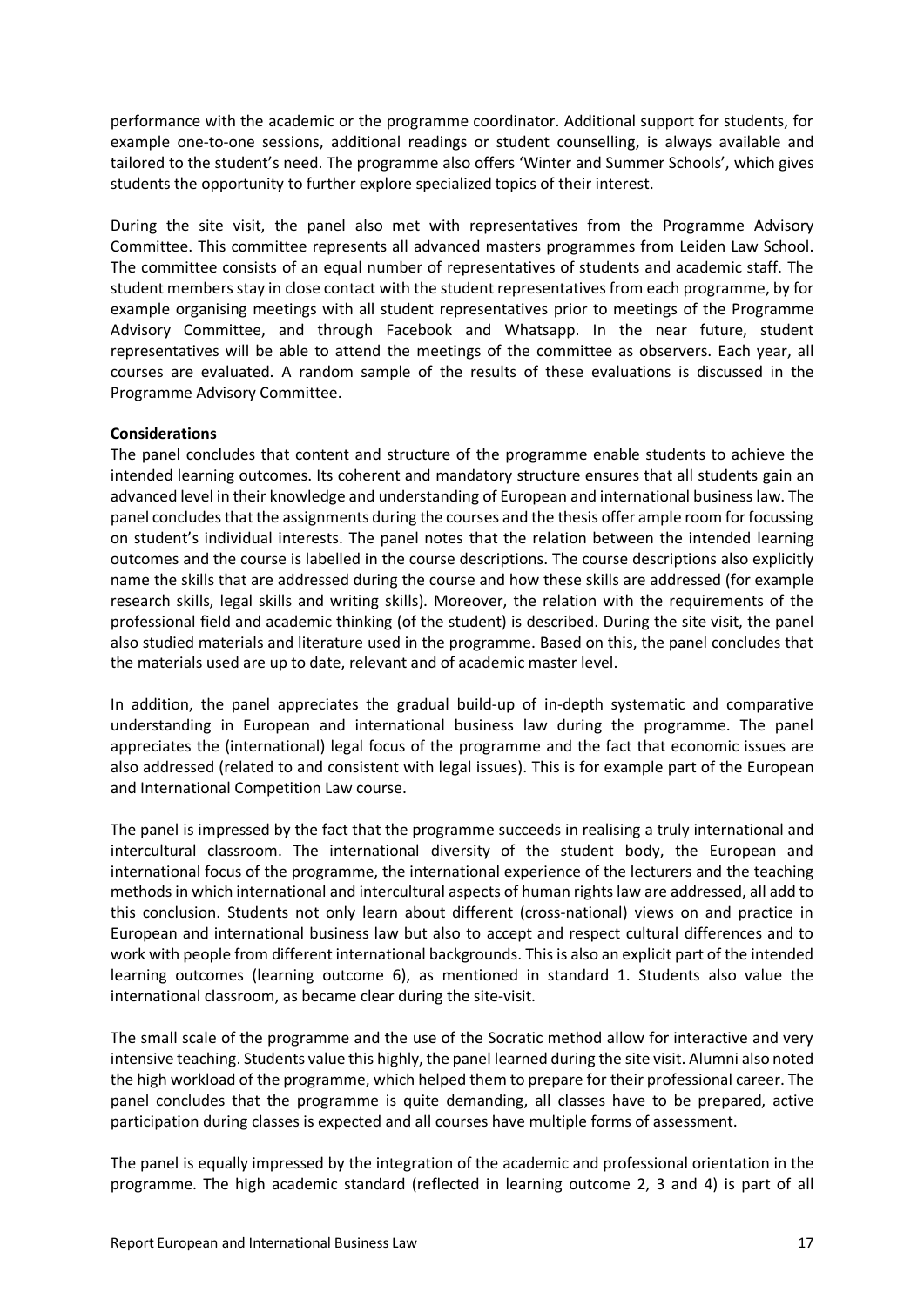performance with the academic or the programme coordinator. Additional support for students, for example one-to-one sessions, additional readings or student counselling, is always available and tailored to the student's need. The programme also offers 'Winter and Summer Schools', which gives students the opportunity to further explore specialized topics of their interest.

During the site visit, the panel also met with representatives from the Programme Advisory Committee. This committee represents all advanced masters programmes from Leiden Law School. The committee consists of an equal number of representatives of students and academic staff. The student members stay in close contact with the student representatives from each programme, by for example organising meetings with all student representatives prior to meetings of the Programme Advisory Committee, and through Facebook and Whatsapp. In the near future, student representatives will be able to attend the meetings of the committee as observers. Each year, all courses are evaluated. A random sample of the results of these evaluations is discussed in the Programme Advisory Committee.

**Considerations**

The panel concludes that content and structure of the programme enable students to achieve the intended learning outcomes. Its coherent and mandatory structure ensures that all students gain an advanced level in their knowledge and understanding of European and international business law. The panel concludes that the assignments during the courses and the thesis offer ample room for focussing on student's individual interests. The panel notes that the relation between the intended learning outcomes and the course is labelled in the course descriptions. The course descriptions also explicitly name the skills that are addressed during the course and how these skills are addressed (for example research skills, legal skills and writing skills). Moreover, the relation with the requirements of the professional field and academic thinking (of the student) is described. During the site visit, the panel also studied materials and literature used in the programme. Based on this, the panel concludes that the materials used are up to date, relevant and of academic master level.

In addition, the panel appreciates the gradual build-up of in-depth systematic and comparative understanding in European and international business law during the programme. The panel appreciates the (international) legal focus of the programme and the fact that economic issues are also addressed (related to and consistent with legal issues). This is for example part of the European and International Competition Law course.

The panel is impressed by the fact that the programme succeeds in realising a truly international and intercultural classroom. The international diversity of the student body, the European and international focus of the programme, the international experience of the lecturers and the teaching methods in which international and intercultural aspects of human rights law are addressed, all add to this conclusion. Students not only learn about different (cross-national) views on and practice in European and international business law but also to accept and respect cultural differences and to work with people from different international backgrounds. This is also an explicit part of the intended learning outcomes (learning outcome 6), as mentioned in standard 1. Students also value the international classroom, as became clear during the site-visit.

The small scale of the programme and the use of the Socratic method allow for interactive and very intensive teaching. Students value this highly, the panel learned during the site visit. Alumni also noted the high workload of the programme, which helped them to prepare for their professional career. The panel concludes that the programme is quite demanding, all classes have to be prepared, active participation during classes is expected and all courses have multiple forms of assessment.

The panel is equally impressed by the integration of the academic and professional orientation in the programme. The high academic standard (reflected in learning outcome 2, 3 and 4) is part of all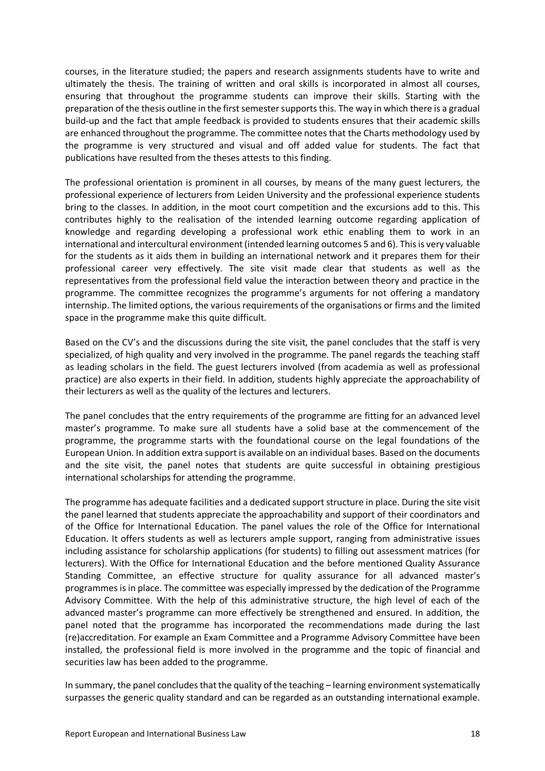courses, in the literature studied; the papers and research assignments students have to write and ultimately the thesis. The training of written and oral skills is incorporated in almost all courses, ensuring that throughout the programme students can improve their skills. Starting with the preparation of the thesis outline in the first semester supports this. The way in which there is a gradual build-up and the fact that ample feedback is provided to students ensures that their academic skills are enhanced throughout the programme. The committee notes that the Charts methodology used by the programme is very structured and visual and off added value for students. The fact that publications have resulted from the theses attests to this finding.

The professional orientation is prominent in all courses, by means of the many guest lecturers, the professional experience of lecturers from Leiden University and the professional experience students bring to the classes. In addition, in the moot court competition and the excursions add to this. This contributes highly to the realisation of the intended learning outcome regarding application of knowledge and regarding developing a professional work ethic enabling them to work in an international and intercultural environment (intended learning outcomes 5 and 6). This is very valuable for the students as it aids them in building an international network and it prepares them for their professional career very effectively. The site visit made clear that students as well as the representatives from the professional field value the interaction between theory and practice in the programme. The committee recognizes the programme's arguments for not offering a mandatory internship. The limited options, the various requirements of the organisations or firms and the limited space in the programme make this quite difficult.

Based on the CV's and the discussions during the site visit, the panel concludes that the staff is very specialized, of high quality and very involved in the programme. The panel regards the teaching staff as leading scholars in the field. The guest lecturers involved (from academia as well as professional practice) are also experts in their field. In addition, students highly appreciate the approachability of their lecturers as well as the quality of the lectures and lecturers.

The panel concludes that the entry requirements of the programme are fitting for an advanced level master's programme. To make sure all students have a solid base at the commencement of the programme, the programme starts with the foundational course on the legal foundations of the European Union. In addition extra support is available on an individual bases. Based on the documents and the site visit, the panel notes that students are quite successful in obtaining prestigious international scholarships for attending the programme.

The programme has adequate facilities and a dedicated support structure in place. During the site visit the panel learned that students appreciate the approachability and support of their coordinators and of the Office for International Education. The panel values the role of the Office for International Education. It offers students as well as lecturers ample support, ranging from administrative issues including assistance for scholarship applications (for students) to filling out assessment matrices (for lecturers). With the Office for International Education and the before mentioned Quality Assurance Standing Committee, an effective structure for quality assurance for all advanced master's programmes is in place. The committee was especially impressed by the dedication of the Programme Advisory Committee. With the help of this administrative structure, the high level of each of the advanced master's programme can more effectively be strengthened and ensured. In addition, the panel noted that the programme has incorporated the recommendations made during the last (re)accreditation. For example an Exam Committee and a Programme Advisory Committee have been installed, the professional field is more involved in the programme and the topic of financial and securities law has been added to the programme.

In summary, the panel concludes that the quality of the teaching – learning environment systematically surpasses the generic quality standard and can be regarded as an outstanding international example.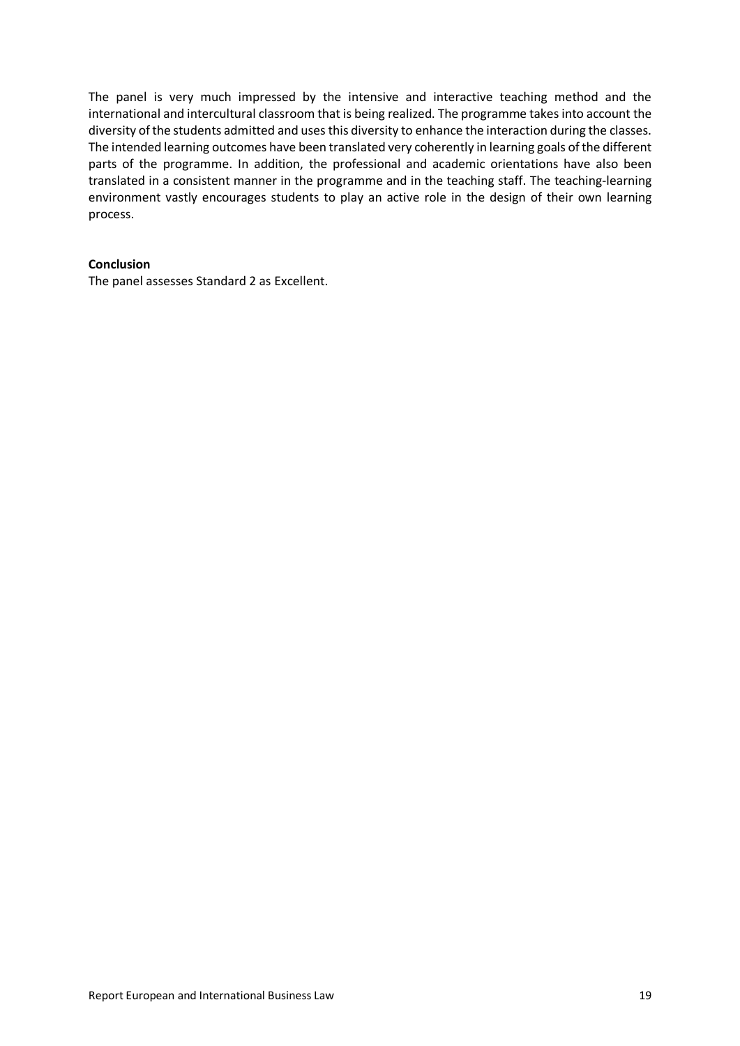The panel is very much impressed by the intensive and interactive teaching method and the international and intercultural classroom that is being realized. The programme takes into account the diversity of the students admitted and uses this diversity to enhance the interaction during the classes. The intended learning outcomes have been translated very coherently in learning goals of the different parts of the programme. In addition, the professional and academic orientations have also been translated in a consistent manner in the programme and in the teaching staff. The teaching-learning environment vastly encourages students to play an active role in the design of their own learning process.

**Conclusion**

The panel assesses Standard 2 as Excellent.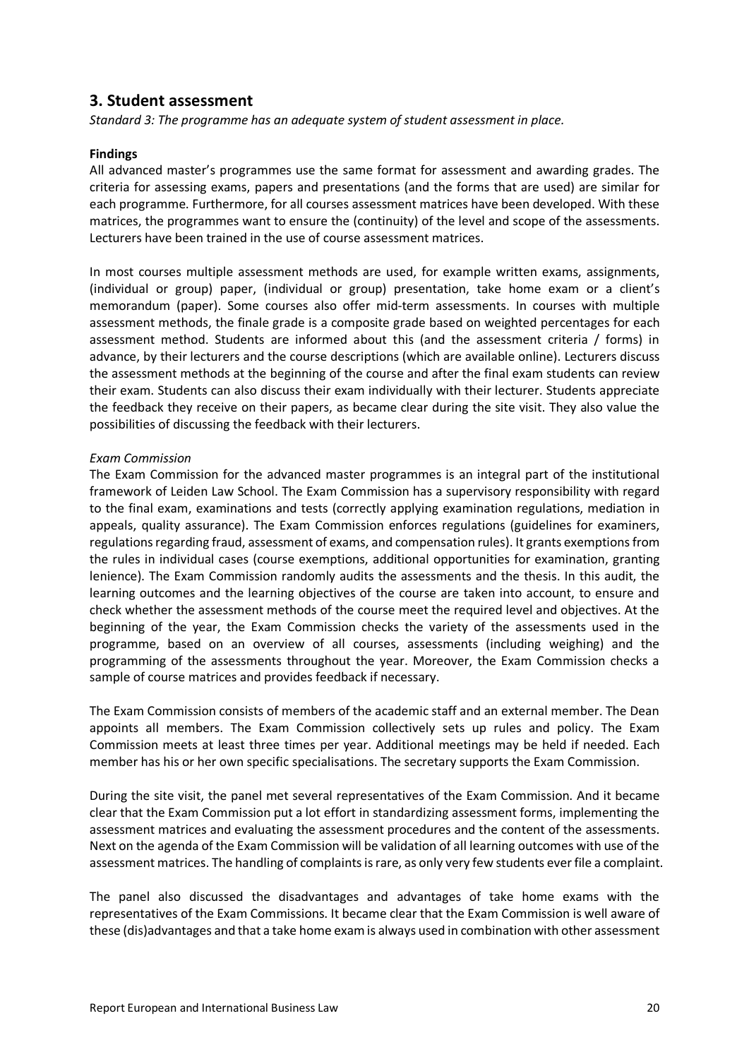## 3. Student assessment

*Standard 3: The programme has an adequate system of student assessment in place.*

**Findings**

All advanced master's programmes use the same format for assessment and awarding grades. The criteria for assessing exams, papers and presentations (and the forms that are used) are similar for each programme. Furthermore, for all courses assessment matrices have been developed. With these matrices, the programmes want to ensure the (continuity) of the level and scope of the assessments. Lecturers have been trained in the use of course assessment matrices.

In most courses multiple assessment methods are used, for example written exams, assignments, (individual or group) paper, (individual or group) presentation, take home exam or a client's memorandum (paper). Some courses also offer mid-term assessments. In courses with multiple assessment methods, the finale grade is a composite grade based on weighted percentages for each assessment method. Students are informed about this (and the assessment criteria / forms) in advance, by their lecturers and the course descriptions (which are available online). Lecturers discuss the assessment methods at the beginning of the course and after the final exam students can review their exam. Students can also discuss their exam individually with their lecturer. Students appreciate the feedback they receive on their papers, as became clear during the site visit. They also value the possibilities of discussing the feedback with their lecturers.

*Exam Commission*

The Exam Commission for the advanced master programmes is an integral part of the institutional framework of Leiden Law School. The Exam Commission has a supervisory responsibility with regard to the final exam, examinations and tests (correctly applying examination regulations, mediation in appeals, quality assurance). The Exam Commission enforces regulations (guidelines for examiners, regulations regarding fraud, assessment of exams, and compensation rules). It grants exemptions from the rules in individual cases (course exemptions, additional opportunities for examination, granting lenience). The Exam Commission randomly audits the assessments and the thesis. In this audit, the learning outcomes and the learning objectives of the course are taken into account, to ensure and check whether the assessment methods of the course meet the required level and objectives. At the beginning of the year, the Exam Commission checks the variety of the assessments used in the programme, based on an overview of all courses, assessments (including weighing) and the programming of the assessments throughout the year. Moreover, the Exam Commission checks a sample of course matrices and provides feedback if necessary.

The Exam Commission consists of members of the academic staff and an external member. The Dean appoints all members. The Exam Commission collectively sets up rules and policy. The Exam Commission meets at least three times per year. Additional meetings may be held if needed. Each member has his or her own specific specialisations. The secretary supports the Exam Commission.

During the site visit, the panel met several representatives of the Exam Commission. And it became clear that the Exam Commission put a lot effort in standardizing assessment forms, implementing the assessment matrices and evaluating the assessment procedures and the content of the assessments. Next on the agenda of the Exam Commission will be validation of all learning outcomes with use of the assessment matrices. The handling of complaints is rare, as only very few students ever file a complaint.

The panel also discussed the disadvantages and advantages of take home exams with the representatives of the Exam Commissions. It became clear that the Exam Commission is well aware of these (dis)advantages and that a take home exam is always used in combination with other assessment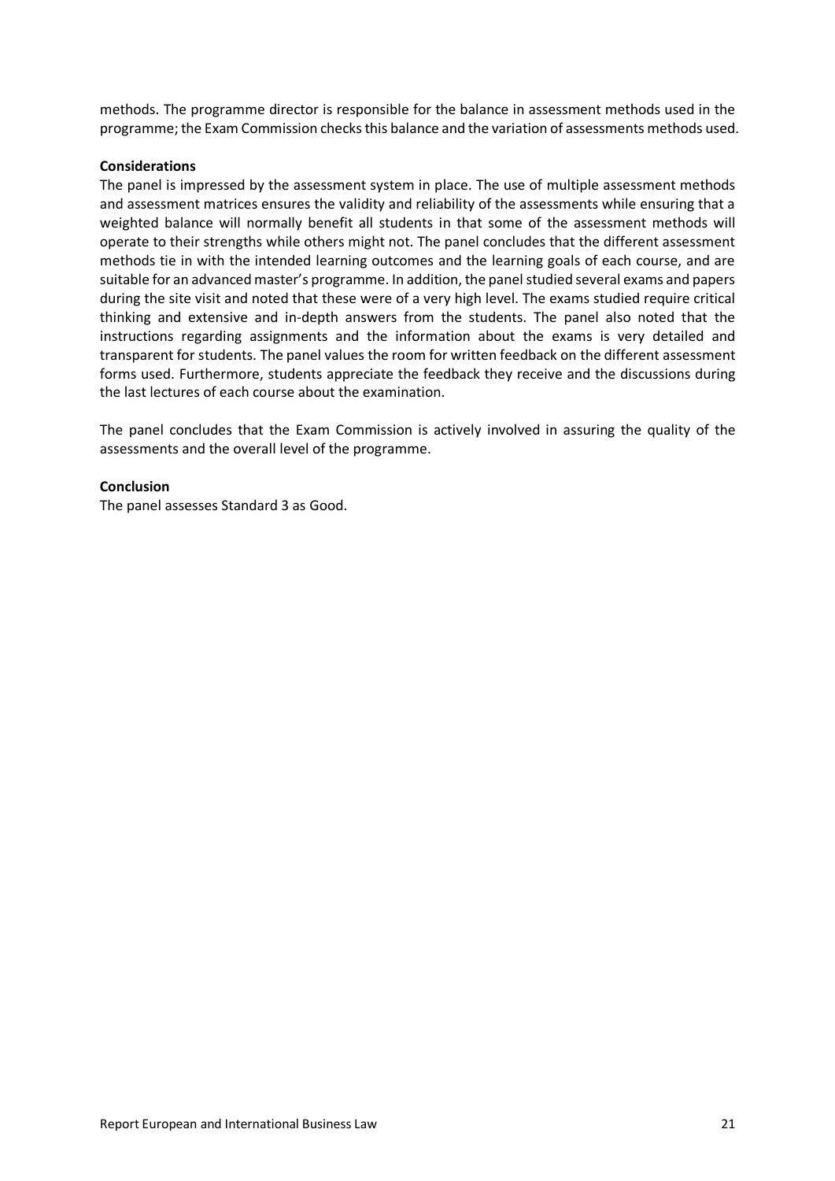methods. The programme director is responsible for the balance in assessment methods used in the programme; the Exam Commission checks this balance and the variation of assessments methods used.

**Considerations**

The panel is impressed by the assessment system in place. The use of multiple assessment methods and assessment matrices ensures the validity and reliability of the assessments while ensuring that a weighted balance will normally benefit all students in that some of the assessment methods will operate to their strengths while others might not. The panel concludes that the different assessment methods tie in with the intended learning outcomes and the learning goals of each course, and are suitable for an advanced master's programme. In addition, the panel studied several exams and papers during the site visit and noted that these were of a very high level. The exams studied require critical thinking and extensive and in-depth answers from the students. The panel also noted that the instructions regarding assignments and the information about the exams is very detailed and transparent for students. The panel values the room for written feedback on the different assessment forms used. Furthermore, students appreciate the feedback they receive and the discussions during the last lectures of each course about the examination.

The panel concludes that the Exam Commission is actively involved in assuring the quality of the assessments and the overall level of the programme.

**Conclusion**

The panel assesses Standard 3 as Good.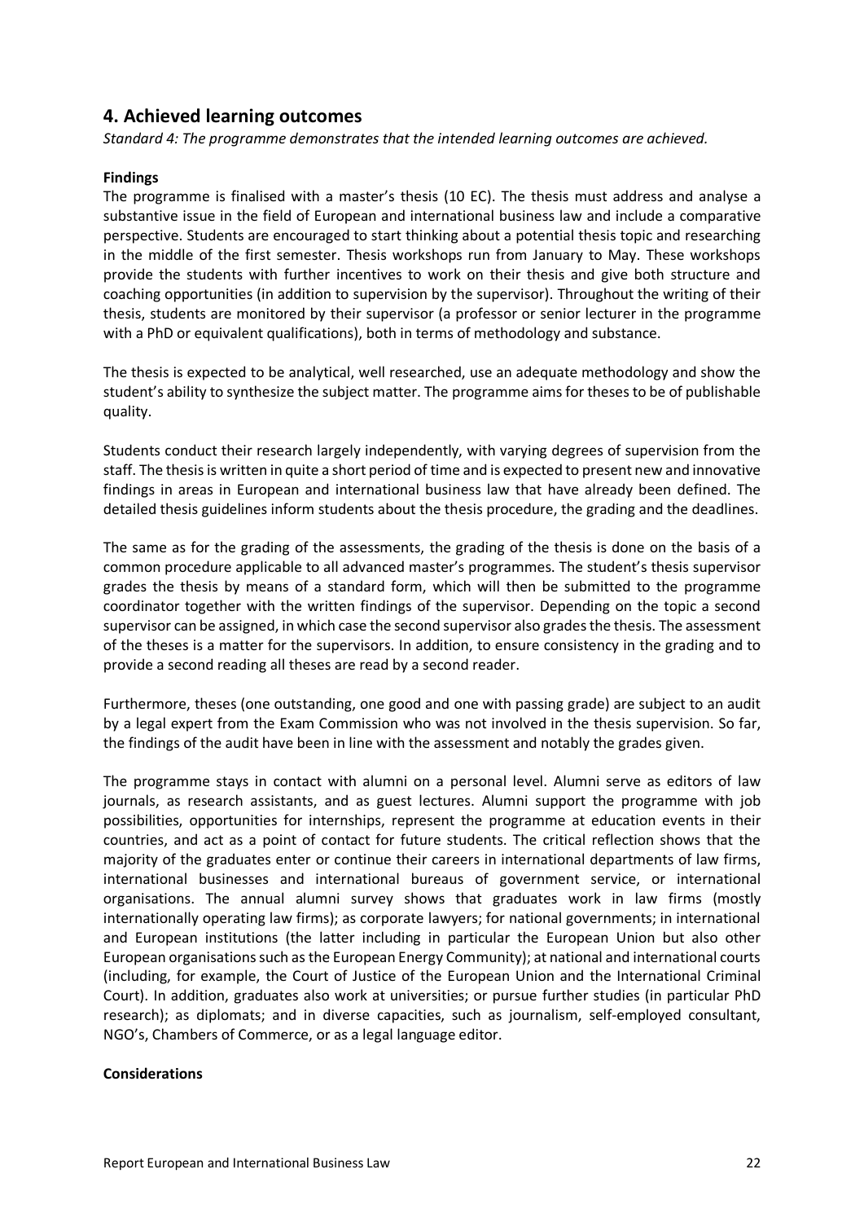## 4. Achieved learning outcomes

*Standard 4: The programme demonstrates that the intended learning outcomes are achieved.*

**Findings**

The programme is finalised with a master's thesis (10 EC). The thesis must address and analyse a substantive issue in the field of European and international business law and include a comparative perspective. Students are encouraged to start thinking about a potential thesis topic and researching in the middle of the first semester. Thesis workshops run from January to May. These workshops provide the students with further incentives to work on their thesis and give both structure and coaching opportunities (in addition to supervision by the supervisor). Throughout the writing of their thesis, students are monitored by their supervisor (a professor or senior lecturer in the programme with a PhD or equivalent qualifications), both in terms of methodology and substance.

The thesis is expected to be analytical, well researched, use an adequate methodology and show the student's ability to synthesize the subject matter. The programme aims for theses to be of publishable quality.

Students conduct their research largely independently, with varying degrees of supervision from the staff. The thesis is written in quite a short period of time and is expected to present new and innovative findings in areas in European and international business law that have already been defined. The detailed thesis guidelines inform students about the thesis procedure, the grading and the deadlines.

The same as for the grading of the assessments, the grading of the thesis is done on the basis of a common procedure applicable to all advanced master's programmes. The student's thesis supervisor grades the thesis by means of a standard form, which will then be submitted to the programme coordinator together with the written findings of the supervisor. Depending on the topic a second supervisor can be assigned, in which case the second supervisor also grades the thesis. The assessment of the theses is a matter for the supervisors. In addition, to ensure consistency in the grading and to provide a second reading all theses are read by a second reader.

Furthermore, theses (one outstanding, one good and one with passing grade) are subject to an audit by a legal expert from the Exam Commission who was not involved in the thesis supervision. So far, the findings of the audit have been in line with the assessment and notably the grades given.

The programme stays in contact with alumni on a personal level. Alumni serve as editors of law journals, as research assistants, and as guest lectures. Alumni support the programme with job possibilities, opportunities for internships, represent the programme at education events in their countries, and act as a point of contact for future students. The critical reflection shows that the majority of the graduates enter or continue their careers in international departments of law firms, international businesses and international bureaus of government service, or international organisations. The annual alumni survey shows that graduates work in law firms (mostly internationally operating law firms); as corporate lawyers; for national governments; in international and European institutions (the latter including in particular the European Union but also other European organisations such as the European Energy Community); at national and international courts (including, for example, the Court of Justice of the European Union and the International Criminal Court). In addition, graduates also work at universities; or pursue further studies (in particular PhD research); as diplomats; and in diverse capacities, such as journalism, self-employed consultant, NGO's, Chambers of Commerce, or as a legal language editor.

**Considerations**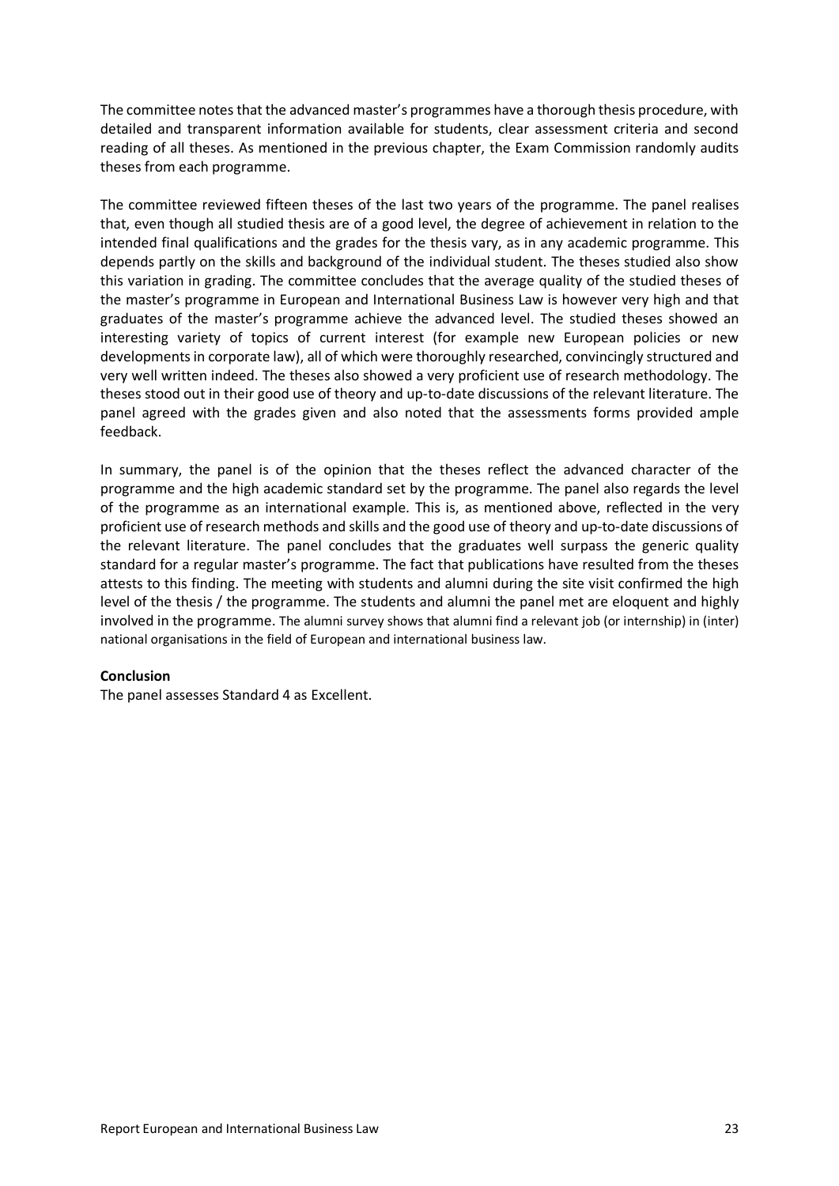The committee notes that the advanced master's programmes have a thorough thesis procedure, with detailed and transparent information available for students, clear assessment criteria and second reading of all theses. As mentioned in the previous chapter, the Exam Commission randomly audits theses from each programme.

The committee reviewed fifteen theses of the last two years of the programme. The panel realises that, even though all studied thesis are of a good level, the degree of achievement in relation to the intended final qualifications and the grades for the thesis vary, as in any academic programme. This depends partly on the skills and background of the individual student. The theses studied also show this variation in grading. The committee concludes that the average quality of the studied theses of the master's programme in European and International Business Law is however very high and that graduates of the master's programme achieve the advanced level. The studied theses showed an interesting variety of topics of current interest (for example new European policies or new developments in corporate law), all of which were thoroughly researched, convincingly structured and very well written indeed. The theses also showed a very proficient use of research methodology. The theses stood out in their good use of theory and up-to-date discussions of the relevant literature. The panel agreed with the grades given and also noted that the assessments forms provided ample feedback.

In summary, the panel is of the opinion that the theses reflect the advanced character of the programme and the high academic standard set by the programme. The panel also regards the level of the programme as an international example. This is, as mentioned above, reflected in the very proficient use of research methods and skills and the good use of theory and up-to-date discussions of the relevant literature. The panel concludes that the graduates well surpass the generic quality standard for a regular master's programme. The fact that publications have resulted from the theses attests to this finding. The meeting with students and alumni during the site visit confirmed the high level of the thesis / the programme. The students and alumni the panel met are eloquent and highly involved in the programme. The alumni survey shows that alumni find a relevant job (or internship) in (inter) national organisations in the field of European and international business law.

**Conclusion**

The panel assesses Standard 4 as Excellent.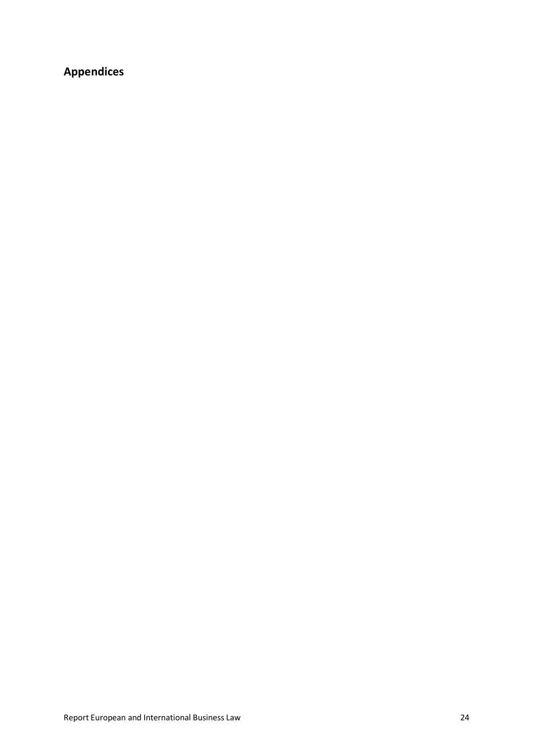## Appendices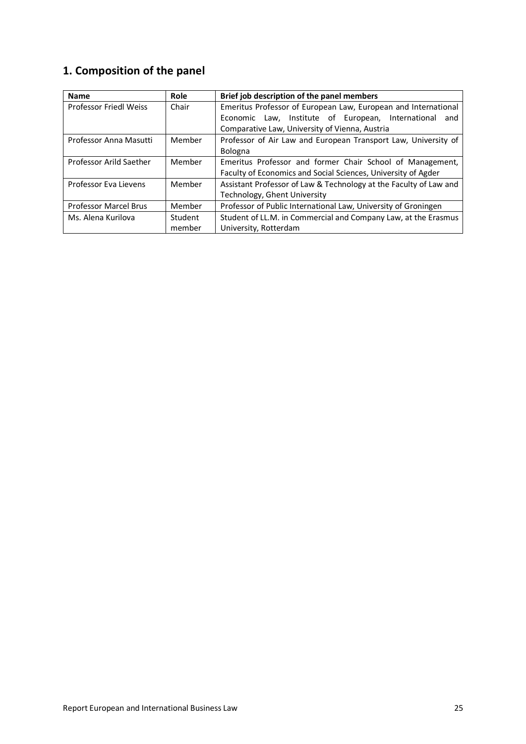## 1. Composition of the panel

| Name | Role | Brief job description of the panel members |
| --- | --- | --- |
| Professor Friedl Weiss | Chair | Emeritus Professor of European Law, European and International Economic Law, Institute of European, International and Comparative Law, University of Vienna, Austria |
| Professor Anna Masutti | Member | Professor of Air Law and European Transport Law, University of Bologna |
| Professor Arild Saether | Member | Emeritus Professor and former Chair School of Management, Faculty of Economics and Social Sciences, University of Agder |
| Professor Eva Lievens | Member | Assistant Professor of Law & Technology at the Faculty of Law and Technology, Ghent University |
| Professor Marcel Brus | Member | Professor of Public International Law, University of Groningen |
| Ms. Alena Kurilova | Student member | Student of LL.M. in Commercial and Company Law, at the Erasmus University, Rotterdam |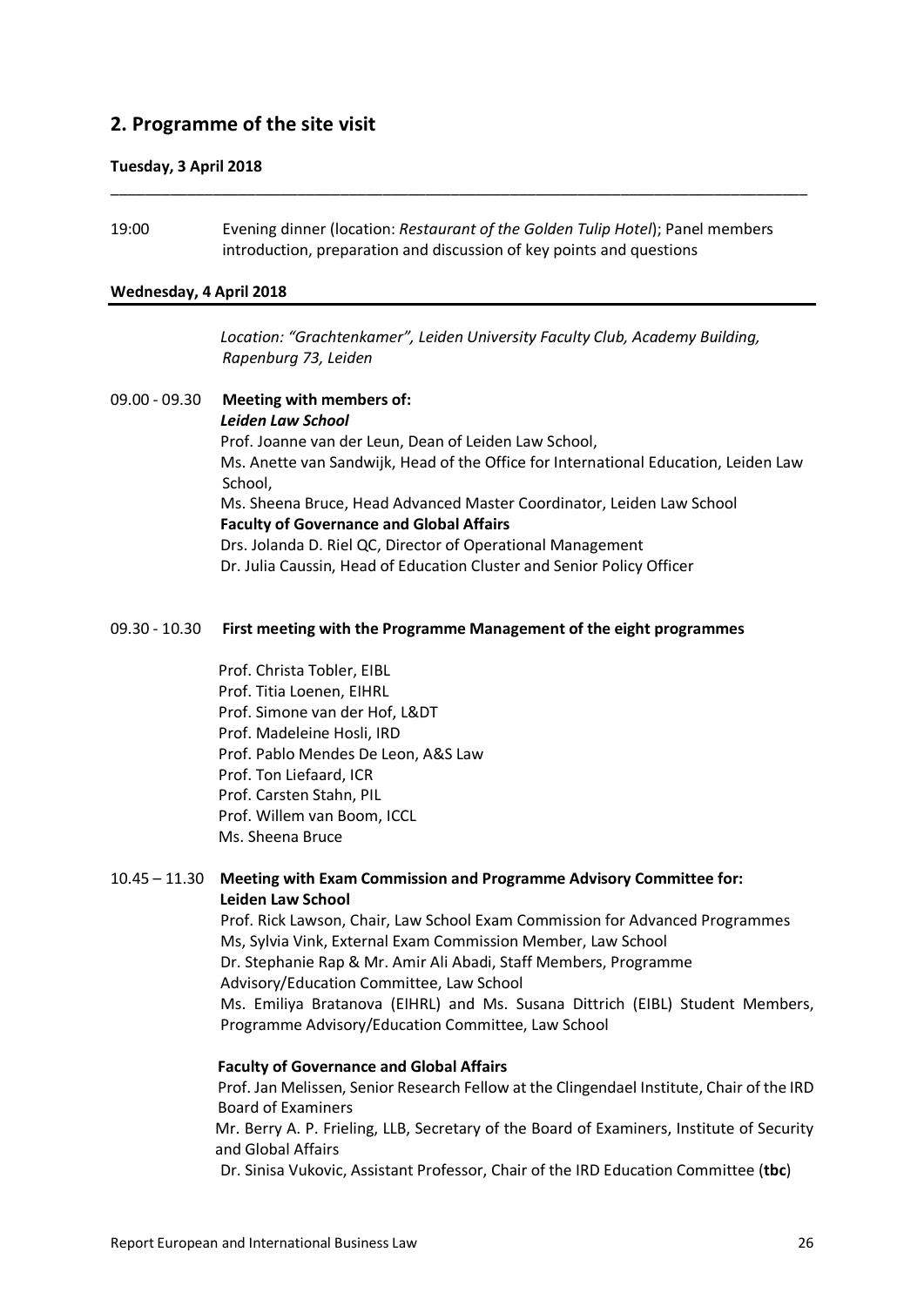## 2. Programme of the site visit

**Tuesday, 3 April 2018**

19:00 Evening dinner (location: *Restaurant of the Golden Tulip Hotel*); Panel members introduction, preparation and discussion of key points and questions

**Wednesday, 4 April 2018**

*Location: "Grachtenkamer", Leiden University Faculty Club, Academy Building, Rapenburg 73, Leiden*

09.00 - 09.30 **Meeting with members of:**

***Leiden Law School***

Prof. Joanne van der Leun, Dean of Leiden Law School,
Ms. Anette van Sandwijk, Head of the Office for International Education, Leiden Law School,
Ms. Sheena Bruce, Head Advanced Master Coordinator, Leiden Law School

**Faculty of Governance and Global Affairs**

Drs. Jolanda D. Riel QC, Director of Operational Management
Dr. Julia Caussin, Head of Education Cluster and Senior Policy Officer

09.30 - 10.30 **First meeting with the Programme Management of the eight programmes**

Prof. Christa Tobler, EIBL
Prof. Titia Loenen, EIHRL
Prof. Simone van der Hof, L&DT
Prof. Madeleine Hosli, IRD
Prof. Pablo Mendes De Leon, A&S Law
Prof. Ton Liefaard, ICR
Prof. Carsten Stahn, PIL
Prof. Willem van Boom, ICCL
Ms. Sheena Bruce

10.45 – 11.30 **Meeting with Exam Commission and Programme Advisory Committee for: Leiden Law School**

Prof. Rick Lawson, Chair, Law School Exam Commission for Advanced Programmes
Ms, Sylvia Vink, External Exam Commission Member, Law School
Dr. Stephanie Rap & Mr. Amir Ali Abadi, Staff Members, Programme Advisory/Education Committee, Law School
Ms. Emiliya Bratanova (EIHRL) and Ms. Susana Dittrich (EIBL) Student Members, Programme Advisory/Education Committee, Law School

**Faculty of Governance and Global Affairs**

Prof. Jan Melissen, Senior Research Fellow at the Clingendael Institute, Chair of the IRD Board of Examiners
Mr. Berry A. P. Frieling, LLB, Secretary of the Board of Examiners, Institute of Security and Global Affairs
Dr. Sinisa Vukovic, Assistant Professor, Chair of the IRD Education Committee (**tbc**)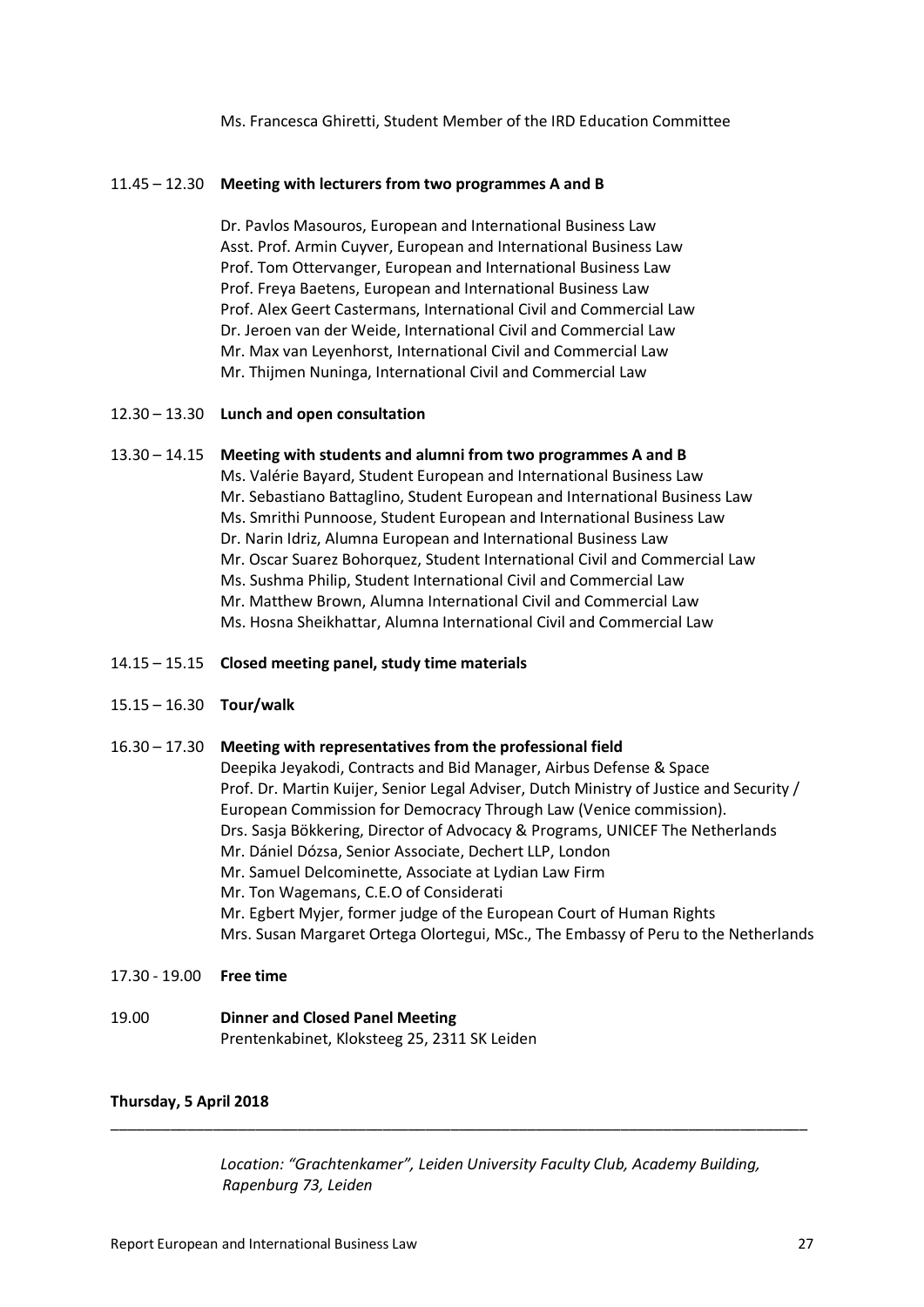Ms. Francesca Ghiretti, Student Member of the IRD Education Committee

11.45 – 12.30 **Meeting with lecturers from two programmes A and B**

Dr. Pavlos Masouros, European and International Business Law
Asst. Prof. Armin Cuyver, European and International Business Law
Prof. Tom Ottervanger, European and International Business Law
Prof. Freya Baetens, European and International Business Law
Prof. Alex Geert Castermans, International Civil and Commercial Law
Dr. Jeroen van der Weide, International Civil and Commercial Law
Mr. Max van Leyenhorst, International Civil and Commercial Law
Mr. Thijmen Nuninga, International Civil and Commercial Law

12.30 – 13.30 **Lunch and open consultation**

13.30 – 14.15 **Meeting with students and alumni from two programmes A and B**

Ms. Valérie Bayard, Student European and International Business Law
Mr. Sebastiano Battaglino, Student European and International Business Law
Ms. Smrithi Punnoose, Student European and International Business Law
Dr. Narin Idriz, Alumna European and International Business Law
Mr. Oscar Suarez Bohorquez, Student International Civil and Commercial Law
Ms. Sushma Philip, Student International Civil and Commercial Law
Mr. Matthew Brown, Alumna International Civil and Commercial Law
Ms. Hosna Sheikhattar, Alumna International Civil and Commercial Law

14.15 – 15.15 **Closed meeting panel, study time materials**

15.15 – 16.30 **Tour/walk**

16.30 – 17.30 **Meeting with representatives from the professional field**

Deepika Jeyakodi, Contracts and Bid Manager, Airbus Defense & Space
Prof. Dr. Martin Kuijer, Senior Legal Adviser, Dutch Ministry of Justice and Security / European Commission for Democracy Through Law (Venice commission).
Drs. Sasja Bökkering, Director of Advocacy & Programs, UNICEF The Netherlands
Mr. Dániel Dózsa, Senior Associate, Dechert LLP, London
Mr. Samuel Delcominette, Associate at Lydian Law Firm
Mr. Ton Wagemans, C.E.O of Considerati
Mr. Egbert Myjer, former judge of the European Court of Human Rights
Mrs. Susan Margaret Ortega Olortegui, MSc., The Embassy of Peru to the Netherlands

17.30 - 19.00 **Free time**

19.00 **Dinner and Closed Panel Meeting**

Prentenkabinet, Kloksteeg 25, 2311 SK Leiden

**Thursday, 5 April 2018**

---

*Location: "Grachtenkamer", Leiden University Faculty Club, Academy Building, Rapenburg 73, Leiden*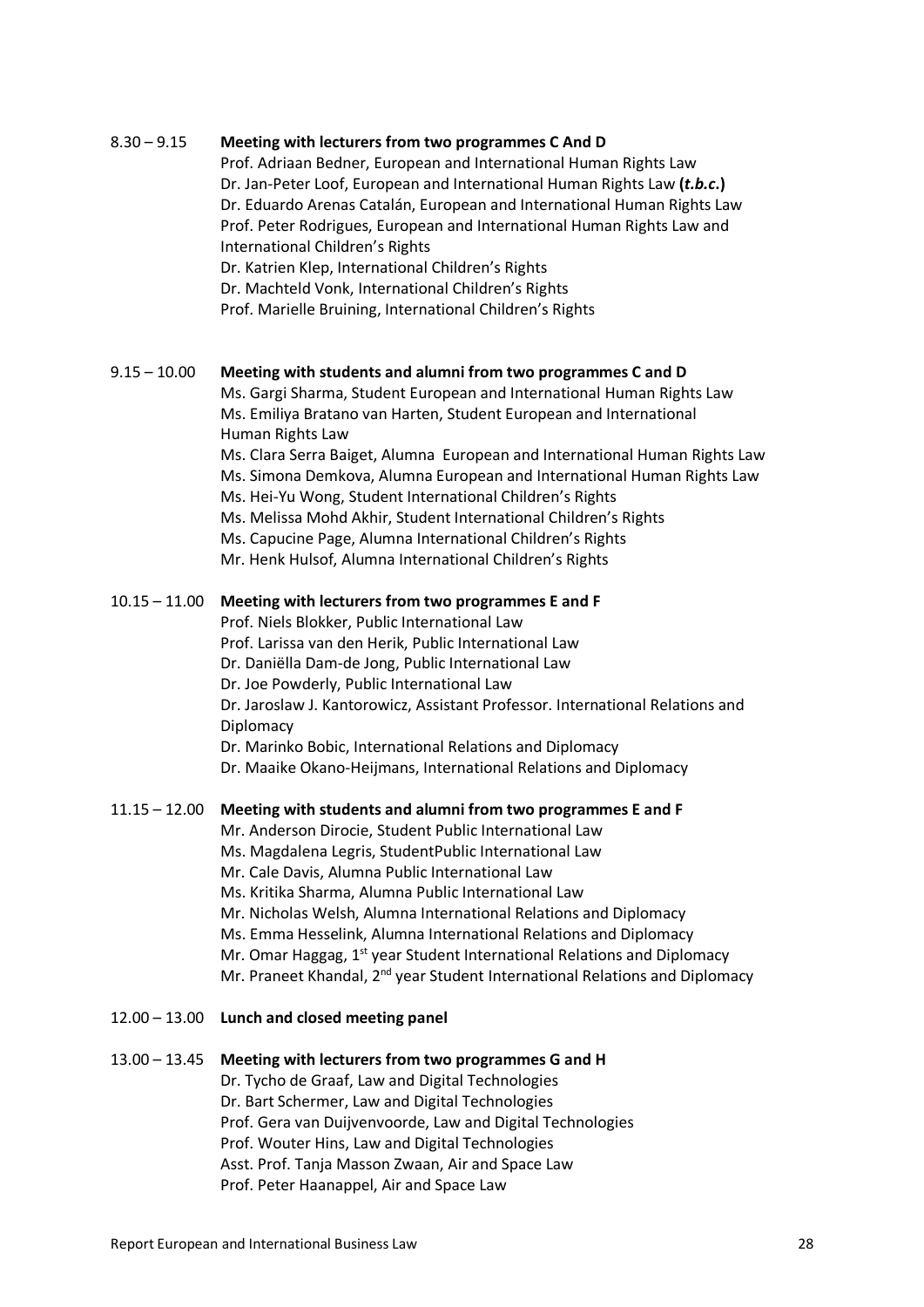8.30 – 9.15 **Meeting with lecturers from two programmes C And D**

Prof. Adriaan Bedner, European and International Human Rights Law
Dr. Jan-Peter Loof, European and International Human Rights Law **(*t.b.c.*)**
Dr. Eduardo Arenas Catalán, European and International Human Rights Law
Prof. Peter Rodrigues, European and International Human Rights Law and International Children's Rights
Dr. Katrien Klep, International Children's Rights
Dr. Machteld Vonk, International Children's Rights
Prof. Marielle Bruining, International Children's Rights

9.15 – 10.00 **Meeting with students and alumni from two programmes C and D**

Ms. Gargi Sharma, Student European and International Human Rights Law
Ms. Emiliya Bratano van Harten, Student European and International Human Rights Law
Ms. Clara Serra Baiget, Alumna European and International Human Rights Law
Ms. Simona Demkova, Alumna European and International Human Rights Law
Ms. Hei-Yu Wong, Student International Children's Rights
Ms. Melissa Mohd Akhir, Student International Children's Rights
Ms. Capucine Page, Alumna International Children's Rights
Mr. Henk Hulsof, Alumna International Children's Rights

10.15 – 11.00 **Meeting with lecturers from two programmes E and F**

Prof. Niels Blokker, Public International Law
Prof. Larissa van den Herik, Public International Law
Dr. Daniëlla Dam-de Jong, Public International Law
Dr. Joe Powderly, Public International Law
Dr. Jaroslaw J. Kantorowicz, Assistant Professor. International Relations and Diplomacy
Dr. Marinko Bobic, International Relations and Diplomacy
Dr. Maaike Okano-Heijmans, International Relations and Diplomacy

11.15 – 12.00 **Meeting with students and alumni from two programmes E and F**

Mr. Anderson Dirocie, Student Public International Law
Ms. Magdalena Legris, StudentPublic International Law
Mr. Cale Davis, Alumna Public International Law
Ms. Kritika Sharma, Alumna Public International Law
Mr. Nicholas Welsh, Alumna International Relations and Diplomacy
Ms. Emma Hesselink, Alumna International Relations and Diplomacy
Mr. Omar Haggag, 1st year Student International Relations and Diplomacy
Mr. Praneet Khandal, 2nd year Student International Relations and Diplomacy

12.00 – 13.00 **Lunch and closed meeting panel**

13.00 – 13.45 **Meeting with lecturers from two programmes G and H**

Dr. Tycho de Graaf, Law and Digital Technologies
Dr. Bart Schermer, Law and Digital Technologies
Prof. Gera van Duijvenvoorde, Law and Digital Technologies
Prof. Wouter Hins, Law and Digital Technologies
Asst. Prof. Tanja Masson Zwaan, Air and Space Law
Prof. Peter Haanappel, Air and Space Law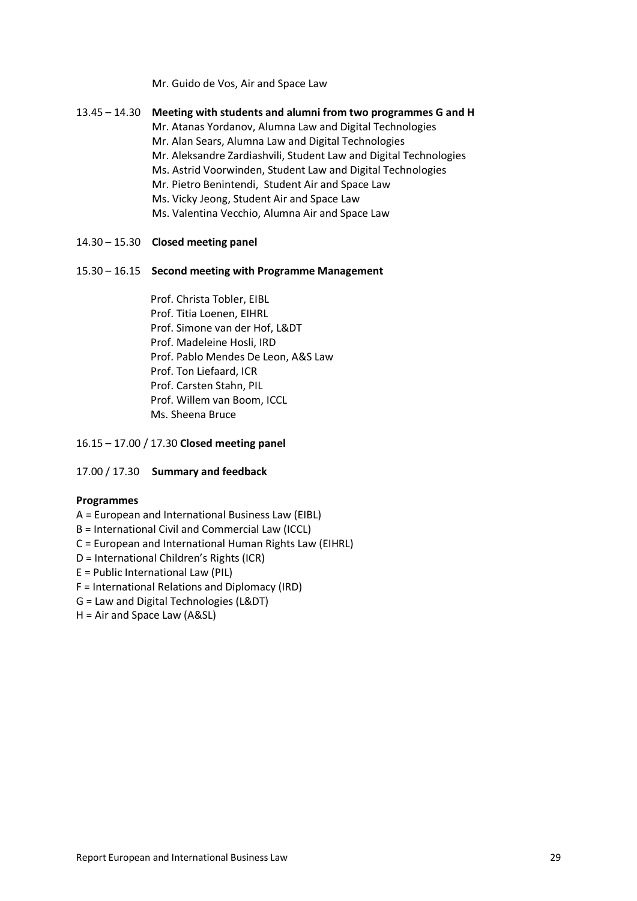Mr. Guido de Vos, Air and Space Law

13.45 – 14.30 **Meeting with students and alumni from two programmes G and H**
Mr. Atanas Yordanov, Alumna Law and Digital Technologies
Mr. Alan Sears, Alumna Law and Digital Technologies
Mr. Aleksandre Zardiashvili, Student Law and Digital Technologies
Ms. Astrid Voorwinden, Student Law and Digital Technologies
Mr. Pietro Benintendi, Student Air and Space Law
Ms. Vicky Jeong, Student Air and Space Law
Ms. Valentina Vecchio, Alumna Air and Space Law

14.30 – 15.30 **Closed meeting panel**

15.30 – 16.15 **Second meeting with Programme Management**

Prof. Christa Tobler, EIBL
Prof. Titia Loenen, EIHRL
Prof. Simone van der Hof, L&DT
Prof. Madeleine Hosli, IRD
Prof. Pablo Mendes De Leon, A&S Law
Prof. Ton Liefaard, ICR
Prof. Carsten Stahn, PIL
Prof. Willem van Boom, ICCL
Ms. Sheena Bruce

16.15 – 17.00 / 17.30 **Closed meeting panel**

17.00 / 17.30 **Summary and feedback**

**Programmes**

A = European and International Business Law (EIBL)
B = International Civil and Commercial Law (ICCL)
C = European and International Human Rights Law (EIHRL)
D = International Children's Rights (ICR)
E = Public International Law (PIL)
F = International Relations and Diplomacy (IRD)
G = Law and Digital Technologies (L&DT)
H = Air and Space Law (A&SL)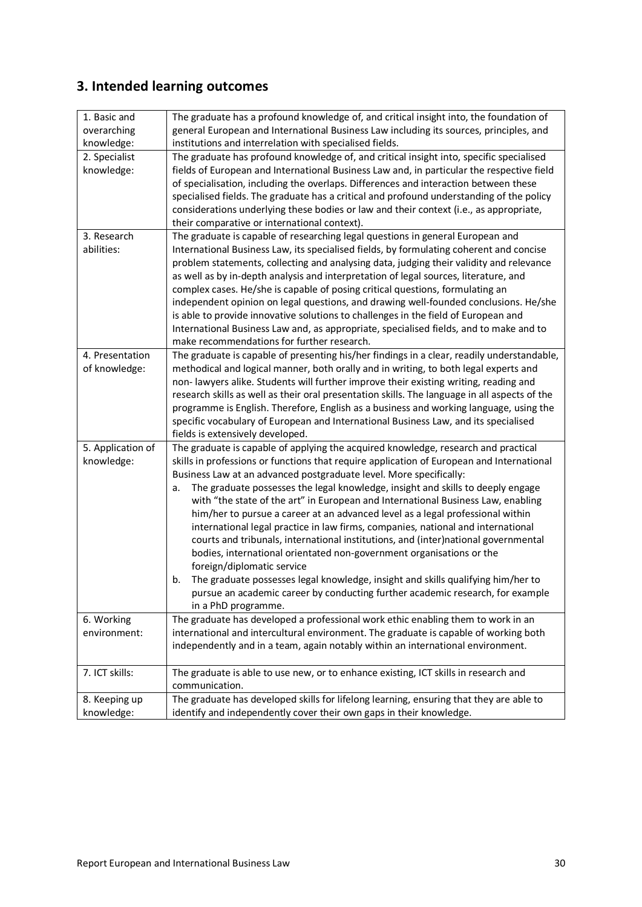## 3. Intended learning outcomes

| | |
|---|---|
| 1. Basic and overarching knowledge: | The graduate has a profound knowledge of, and critical insight into, the foundation of general European and International Business Law including its sources, principles, and institutions and interrelation with specialised fields. |
| 2. Specialist knowledge: | The graduate has profound knowledge of, and critical insight into, specific specialised fields of European and International Business Law and, in particular the respective field of specialisation, including the overlaps. Differences and interaction between these specialised fields. The graduate has a critical and profound understanding of the policy considerations underlying these bodies or law and their context (i.e., as appropriate, their comparative or international context). |
| 3. Research abilities: | The graduate is capable of researching legal questions in general European and International Business Law, its specialised fields, by formulating coherent and concise problem statements, collecting and analysing data, judging their validity and relevance as well as by in-depth analysis and interpretation of legal sources, literature, and complex cases. He/she is capable of posing critical questions, formulating an independent opinion on legal questions, and drawing well-founded conclusions. He/she is able to provide innovative solutions to challenges in the field of European and International Business Law and, as appropriate, specialised fields, and to make and to make recommendations for further research. |
| 4. Presentation of knowledge: | The graduate is capable of presenting his/her findings in a clear, readily understandable, methodical and logical manner, both orally and in writing, to both legal experts and non- lawyers alike. Students will further improve their existing writing, reading and research skills as well as their oral presentation skills. The language in all aspects of the programme is English. Therefore, English as a business and working language, using the specific vocabulary of European and International Business Law, and its specialised fields is extensively developed. |
| 5. Application of knowledge: | The graduate is capable of applying the acquired knowledge, research and practical skills in professions or functions that require application of European and International Business Law at an advanced postgraduate level. More specifically:<br>a. The graduate possesses the legal knowledge, insight and skills to deeply engage with "the state of the art" in European and International Business Law, enabling him/her to pursue a career at an advanced level as a legal professional within international legal practice in law firms, companies, national and international courts and tribunals, international institutions, and (inter)national governmental bodies, international orientated non-government organisations or the foreign/diplomatic service<br>b. The graduate possesses legal knowledge, insight and skills qualifying him/her to pursue an academic career by conducting further academic research, for example in a PhD programme. |
| 6. Working environment: | The graduate has developed a professional work ethic enabling them to work in an international and intercultural environment. The graduate is capable of working both independently and in a team, again notably within an international environment. |
| 7. ICT skills: | The graduate is able to use new, or to enhance existing, ICT skills in research and communication. |
| 8. Keeping up knowledge: | The graduate has developed skills for lifelong learning, ensuring that they are able to identify and independently cover their own gaps in their knowledge. |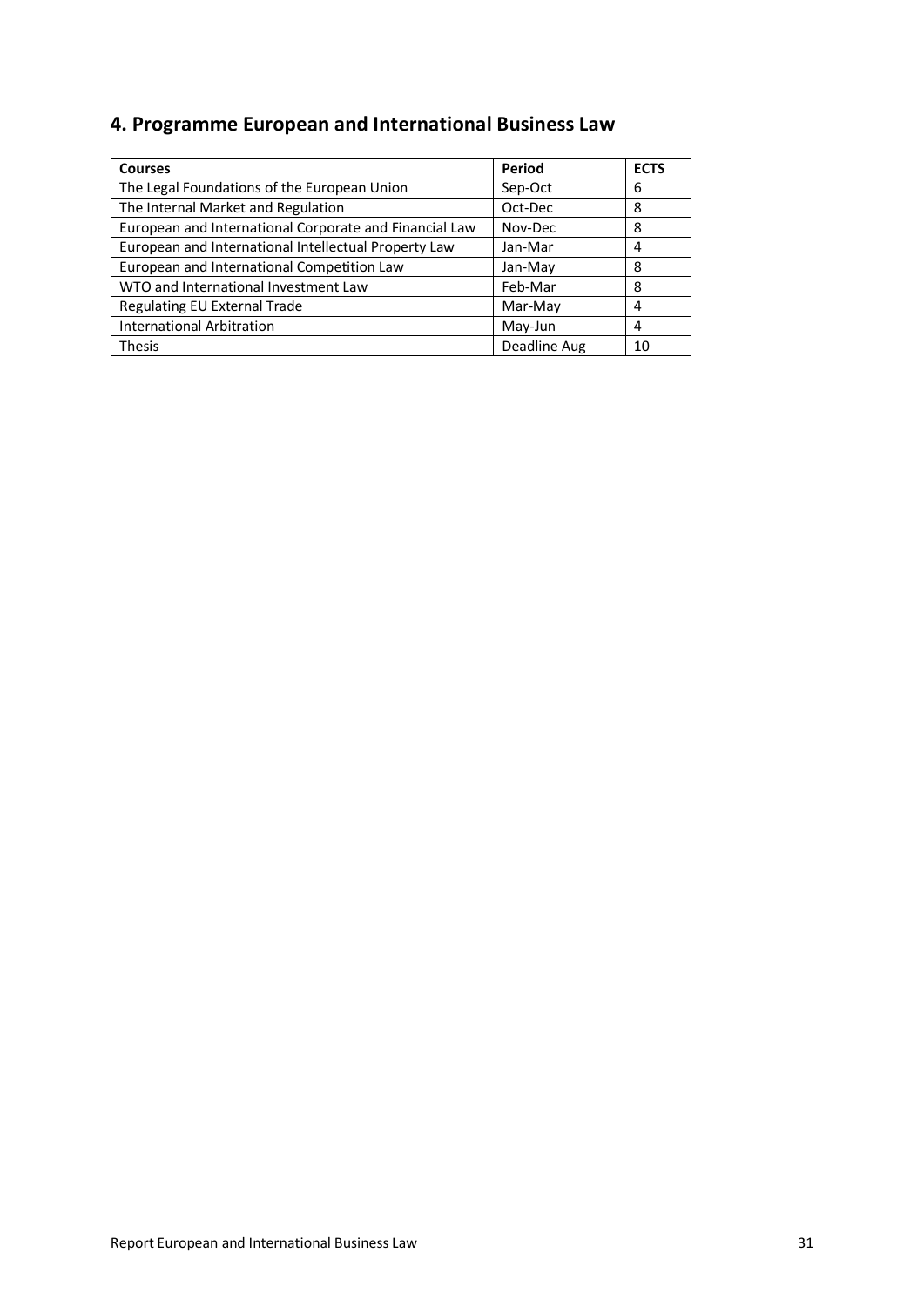## 4. Programme European and International Business Law

| Courses | Period | ECTS |
|---|---|---|
| The Legal Foundations of the European Union | Sep-Oct | 6 |
| The Internal Market and Regulation | Oct-Dec | 8 |
| European and International Corporate and Financial Law | Nov-Dec | 8 |
| European and International Intellectual Property Law | Jan-Mar | 4 |
| European and International Competition Law | Jan-May | 8 |
| WTO and International Investment Law | Feb-Mar | 8 |
| Regulating EU External Trade | Mar-May | 4 |
| International Arbitration | May-Jun | 4 |
| Thesis | Deadline Aug | 10 |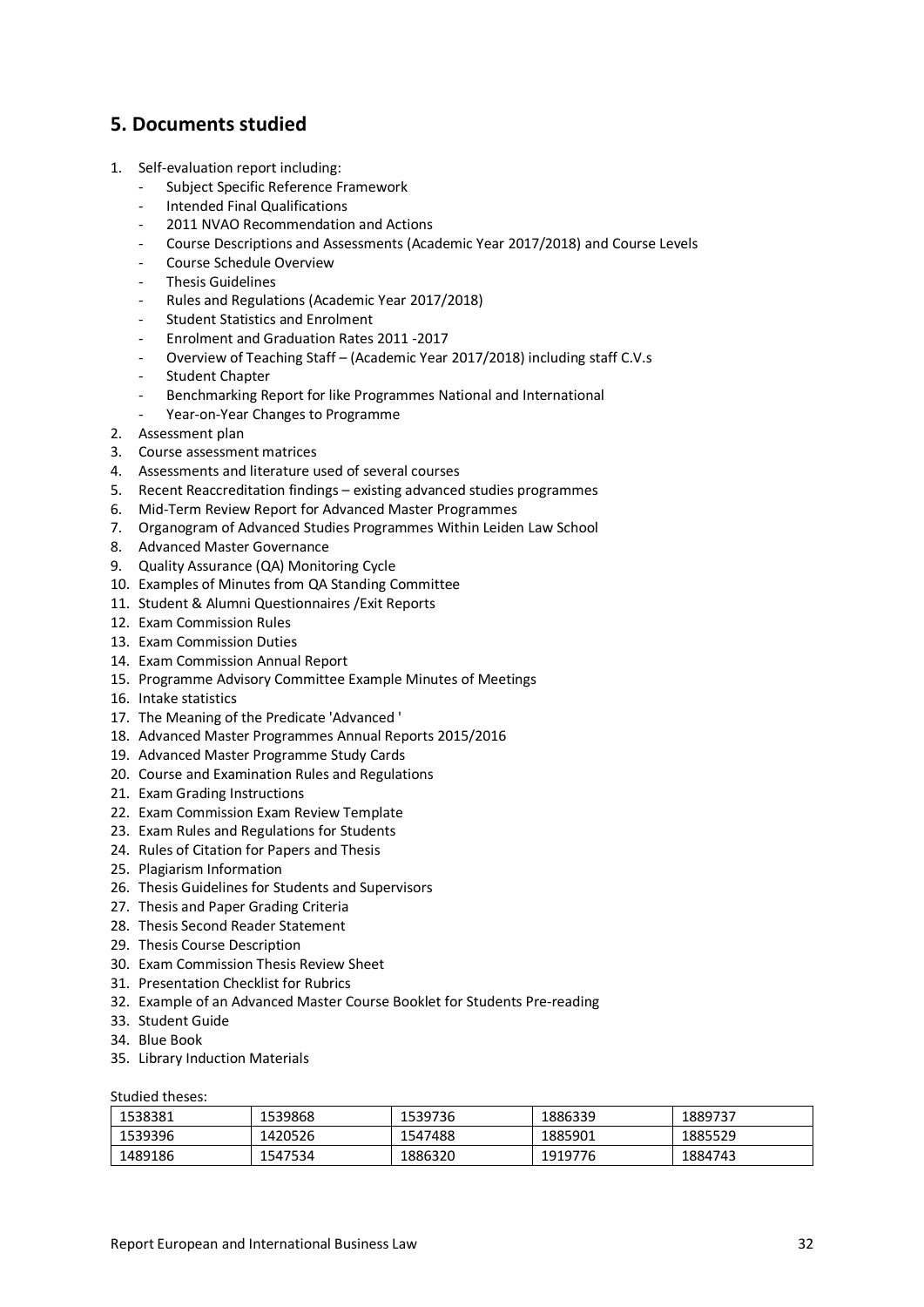## 5. Documents studied

1. Self-evaluation report including:
   - Subject Specific Reference Framework
   - Intended Final Qualifications
   - 2011 NVAO Recommendation and Actions
   - Course Descriptions and Assessments (Academic Year 2017/2018) and Course Levels
   - Course Schedule Overview
   - Thesis Guidelines
   - Rules and Regulations (Academic Year 2017/2018)
   - Student Statistics and Enrolment
   - Enrolment and Graduation Rates 2011 -2017
   - Overview of Teaching Staff – (Academic Year 2017/2018) including staff C.V.s
   - Student Chapter
   - Benchmarking Report for like Programmes National and International
   - Year-on-Year Changes to Programme
2. Assessment plan
3. Course assessment matrices
4. Assessments and literature used of several courses
5. Recent Reaccreditation findings – existing advanced studies programmes
6. Mid-Term Review Report for Advanced Master Programmes
7. Organogram of Advanced Studies Programmes Within Leiden Law School
8. Advanced Master Governance
9. Quality Assurance (QA) Monitoring Cycle
10. Examples of Minutes from QA Standing Committee
11. Student & Alumni Questionnaires /Exit Reports
12. Exam Commission Rules
13. Exam Commission Duties
14. Exam Commission Annual Report
15. Programme Advisory Committee Example Minutes of Meetings
16. Intake statistics
17. The Meaning of the Predicate 'Advanced '
18. Advanced Master Programmes Annual Reports 2015/2016
19. Advanced Master Programme Study Cards
20. Course and Examination Rules and Regulations
21. Exam Grading Instructions
22. Exam Commission Exam Review Template
23. Exam Rules and Regulations for Students
24. Rules of Citation for Papers and Thesis
25. Plagiarism Information
26. Thesis Guidelines for Students and Supervisors
27. Thesis and Paper Grading Criteria
28. Thesis Second Reader Statement
29. Thesis Course Description
30. Exam Commission Thesis Review Sheet
31. Presentation Checklist for Rubrics
32. Example of an Advanced Master Course Booklet for Students Pre-reading
33. Student Guide
34. Blue Book
35. Library Induction Materials

Studied theses:

| | | | | |
|---|---|---|---|---|
| 1538381 | 1539868 | 1539736 | 1886339 | 1889737 |
| 1539396 | 1420526 | 1547488 | 1885901 | 1885529 |
| 1489186 | 1547534 | 1886320 | 1919776 | 1884743 |